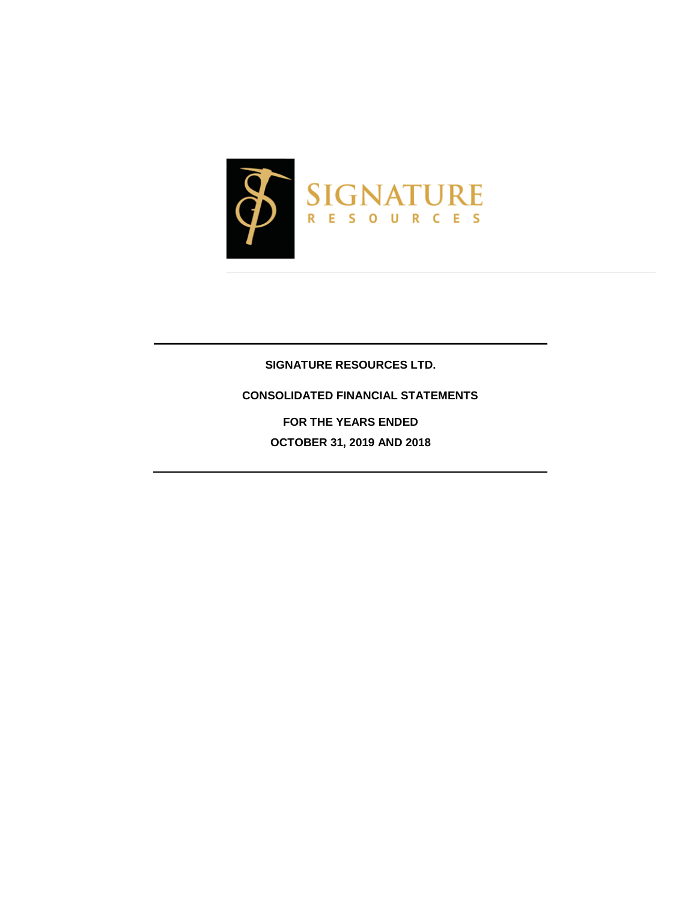# SIGNATURE RESOURCES LTD.

## CONSOLIDATED FINANCIAL STATEMENTS

**FOR THE YEARS ENDED**

**OCTOBER 31, 2019 AND 2018**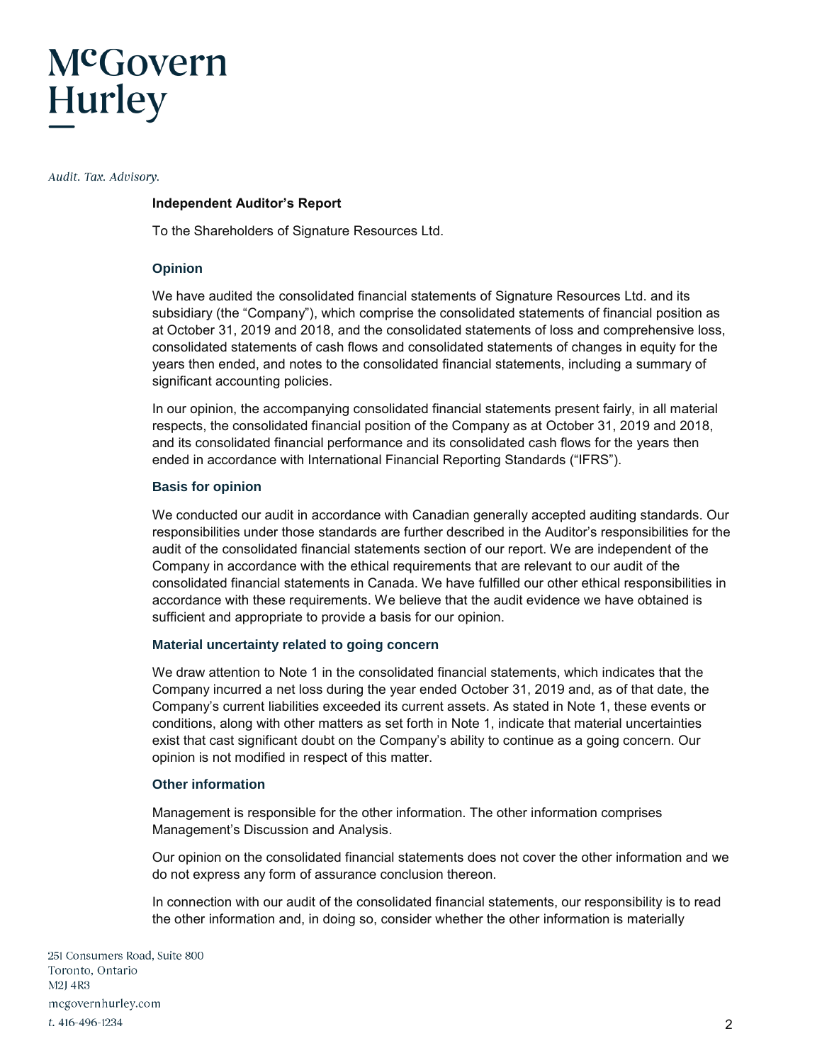McGovern Hurley

*Audit. Tax. Advisory.*

**Independent Auditor's Report**

To the Shareholders of Signature Resources Ltd.

### Opinion

We have audited the consolidated financial statements of Signature Resources Ltd. and its subsidiary (the "Company"), which comprise the consolidated statements of financial position as at October 31, 2019 and 2018, and the consolidated statements of loss and comprehensive loss, consolidated statements of cash flows and consolidated statements of changes in equity for the years then ended, and notes to the consolidated financial statements, including a summary of significant accounting policies.

In our opinion, the accompanying consolidated financial statements present fairly, in all material respects, the consolidated financial position of the Company as at October 31, 2019 and 2018, and its consolidated financial performance and its consolidated cash flows for the years then ended in accordance with International Financial Reporting Standards ("IFRS").

### Basis for opinion

We conducted our audit in accordance with Canadian generally accepted auditing standards. Our responsibilities under those standards are further described in the Auditor's responsibilities for the audit of the consolidated financial statements section of our report. We are independent of the Company in accordance with the ethical requirements that are relevant to our audit of the consolidated financial statements in Canada. We have fulfilled our other ethical responsibilities in accordance with these requirements. We believe that the audit evidence we have obtained is sufficient and appropriate to provide a basis for our opinion.

### Material uncertainty related to going concern

We draw attention to Note 1 in the consolidated financial statements, which indicates that the Company incurred a net loss during the year ended October 31, 2019 and, as of that date, the Company's current liabilities exceeded its current assets. As stated in Note 1, these events or conditions, along with other matters as set forth in Note 1, indicate that material uncertainties exist that cast significant doubt on the Company's ability to continue as a going concern. Our opinion is not modified in respect of this matter.

### Other information

Management is responsible for the other information. The other information comprises Management's Discussion and Analysis.

Our opinion on the consolidated financial statements does not cover the other information and we do not express any form of assurance conclusion thereon.

In connection with our audit of the consolidated financial statements, our responsibility is to read the other information and, in doing so, consider whether the other information is materially

251 Consumers Road, Suite 800
Toronto, Ontario
M2J 4R3
mcgovernhurley.com
*t.* 416-496-1234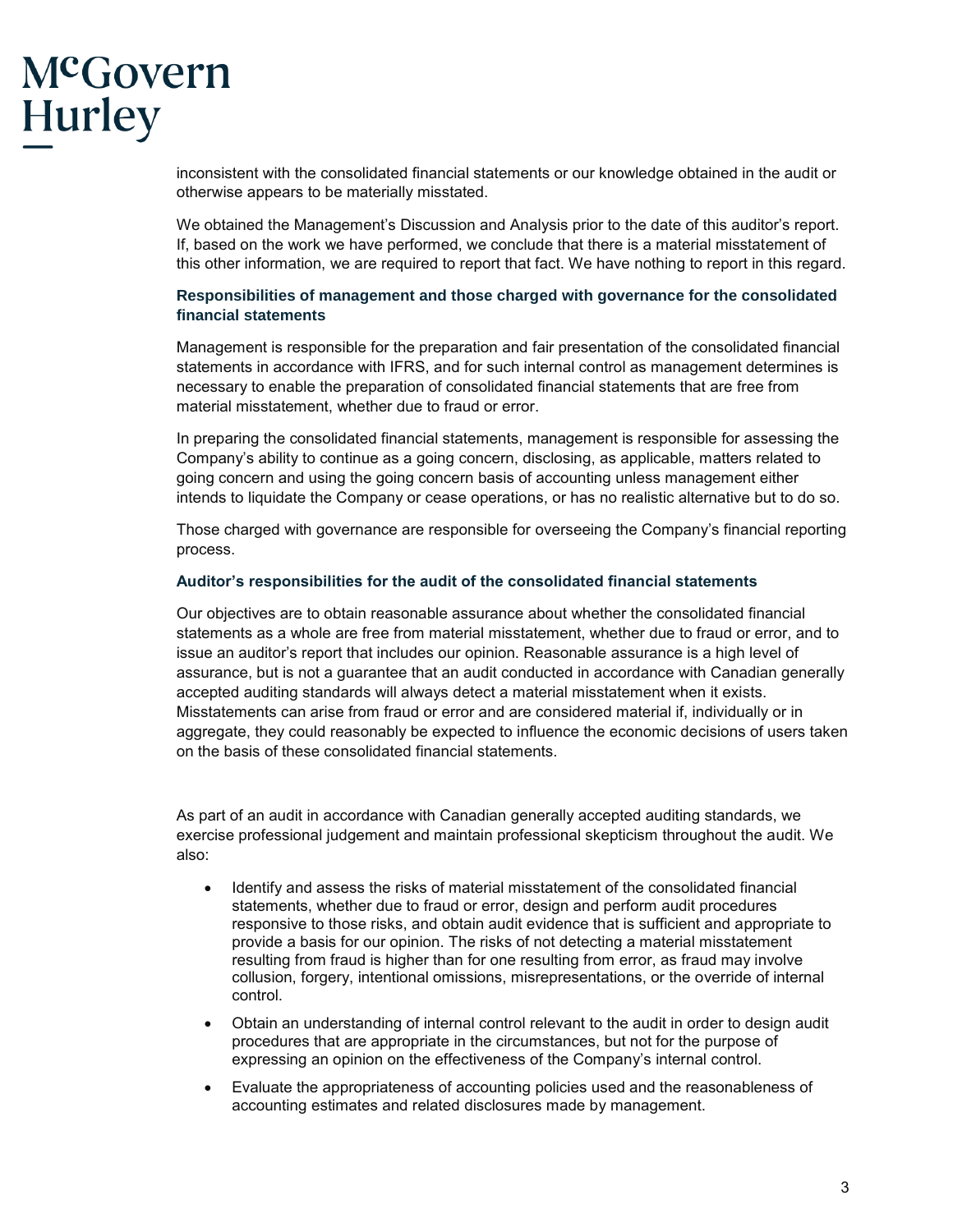inconsistent with the consolidated financial statements or our knowledge obtained in the audit or otherwise appears to be materially misstated.

We obtained the Management's Discussion and Analysis prior to the date of this auditor's report. If, based on the work we have performed, we conclude that there is a material misstatement of this other information, we are required to report that fact. We have nothing to report in this regard.

**Responsibilities of management and those charged with governance for the consolidated financial statements**

Management is responsible for the preparation and fair presentation of the consolidated financial statements in accordance with IFRS, and for such internal control as management determines is necessary to enable the preparation of consolidated financial statements that are free from material misstatement, whether due to fraud or error.

In preparing the consolidated financial statements, management is responsible for assessing the Company's ability to continue as a going concern, disclosing, as applicable, matters related to going concern and using the going concern basis of accounting unless management either intends to liquidate the Company or cease operations, or has no realistic alternative but to do so.

Those charged with governance are responsible for overseeing the Company's financial reporting process.

**Auditor's responsibilities for the audit of the consolidated financial statements**

Our objectives are to obtain reasonable assurance about whether the consolidated financial statements as a whole are free from material misstatement, whether due to fraud or error, and to issue an auditor's report that includes our opinion. Reasonable assurance is a high level of assurance, but is not a guarantee that an audit conducted in accordance with Canadian generally accepted auditing standards will always detect a material misstatement when it exists. Misstatements can arise from fraud or error and are considered material if, individually or in aggregate, they could reasonably be expected to influence the economic decisions of users taken on the basis of these consolidated financial statements.

As part of an audit in accordance with Canadian generally accepted auditing standards, we exercise professional judgement and maintain professional skepticism throughout the audit. We also:

- Identify and assess the risks of material misstatement of the consolidated financial statements, whether due to fraud or error, design and perform audit procedures responsive to those risks, and obtain audit evidence that is sufficient and appropriate to provide a basis for our opinion. The risks of not detecting a material misstatement resulting from fraud is higher than for one resulting from error, as fraud may involve collusion, forgery, intentional omissions, misrepresentations, or the override of internal control.
- Obtain an understanding of internal control relevant to the audit in order to design audit procedures that are appropriate in the circumstances, but not for the purpose of expressing an opinion on the effectiveness of the Company's internal control.
- Evaluate the appropriateness of accounting policies used and the reasonableness of accounting estimates and related disclosures made by management.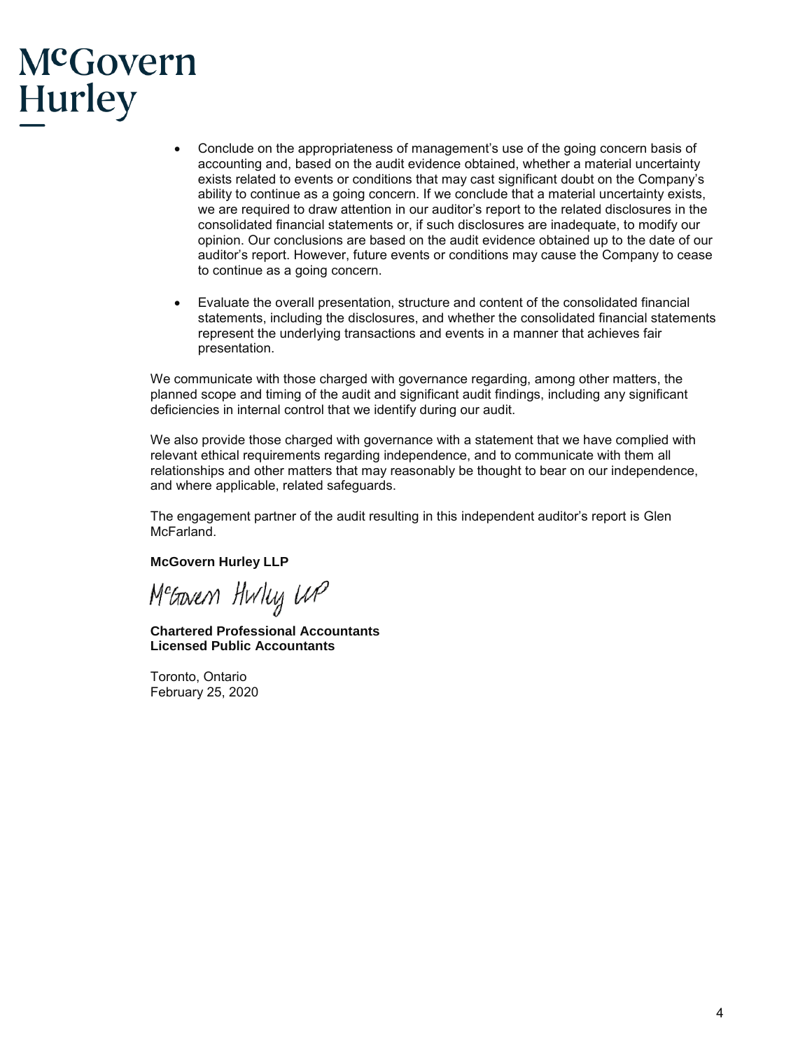- Conclude on the appropriateness of management's use of the going concern basis of accounting and, based on the audit evidence obtained, whether a material uncertainty exists related to events or conditions that may cast significant doubt on the Company's ability to continue as a going concern. If we conclude that a material uncertainty exists, we are required to draw attention in our auditor's report to the related disclosures in the consolidated financial statements or, if such disclosures are inadequate, to modify our opinion. Our conclusions are based on the audit evidence obtained up to the date of our auditor's report. However, future events or conditions may cause the Company to cease to continue as a going concern.

- Evaluate the overall presentation, structure and content of the consolidated financial statements, including the disclosures, and whether the consolidated financial statements represent the underlying transactions and events in a manner that achieves fair presentation.

We communicate with those charged with governance regarding, among other matters, the planned scope and timing of the audit and significant audit findings, including any significant deficiencies in internal control that we identify during our audit.

We also provide those charged with governance with a statement that we have complied with relevant ethical requirements regarding independence, and to communicate with them all relationships and other matters that may reasonably be thought to bear on our independence, and where applicable, related safeguards.

The engagement partner of the audit resulting in this independent auditor's report is Glen McFarland.

**McGovern Hurley LLP**

McGovern Hurley LLP

**Chartered Professional Accountants**
**Licensed Public Accountants**

Toronto, Ontario
February 25, 2020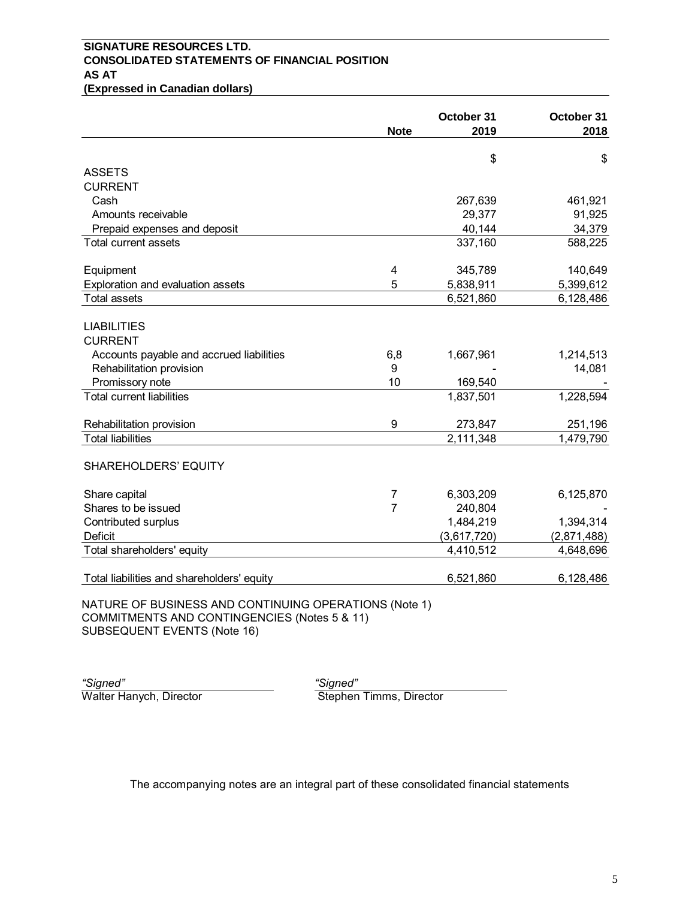**SIGNATURE RESOURCES LTD.**
**CONSOLIDATED STATEMENTS OF FINANCIAL POSITION**
**AS AT**
**(Expressed in Canadian dollars)**

| | Note | October 31 2019 | October 31 2018 |
|---|---|---|---|
| | | $ | $ |
| ASSETS | | | |
| CURRENT | | | |
| Cash | | 267,639 | 461,921 |
| Amounts receivable | | 29,377 | 91,925 |
| Prepaid expenses and deposit | | 40,144 | 34,379 |
| Total current assets | | 337,160 | 588,225 |
| Equipment | 4 | 345,789 | 140,649 |
| Exploration and evaluation assets | 5 | 5,838,911 | 5,399,612 |
| Total assets | | 6,521,860 | 6,128,486 |
| LIABILITIES | | | |
| CURRENT | | | |
| Accounts payable and accrued liabilities | 6,8 | 1,667,961 | 1,214,513 |
| Rehabilitation provision | 9 | - | 14,081 |
| Promissory note | 10 | 169,540 | - |
| Total current liabilities | | 1,837,501 | 1,228,594 |
| Rehabilitation provision | 9 | 273,847 | 251,196 |
| Total liabilities | | 2,111,348 | 1,479,790 |
| SHAREHOLDERS' EQUITY | | | |
| Share capital | 7 | 6,303,209 | 6,125,870 |
| Shares to be issued | 7 | 240,804 | - |
| Contributed surplus | | 1,484,219 | 1,394,314 |
| Deficit | | (3,617,720) | (2,871,488) |
| Total shareholders' equity | | 4,410,512 | 4,648,696 |
| Total liabilities and shareholders' equity | | 6,521,860 | 6,128,486 |

NATURE OF BUSINESS AND CONTINUING OPERATIONS (Note 1)
COMMITMENTS AND CONTINGENCIES (Notes 5 & 11)
SUBSEQUENT EVENTS (Note 16)

*"Signed"*
Walter Hanych, Director

*"Signed"*
Stephen Timms, Director

The accompanying notes are an integral part of these consolidated financial statements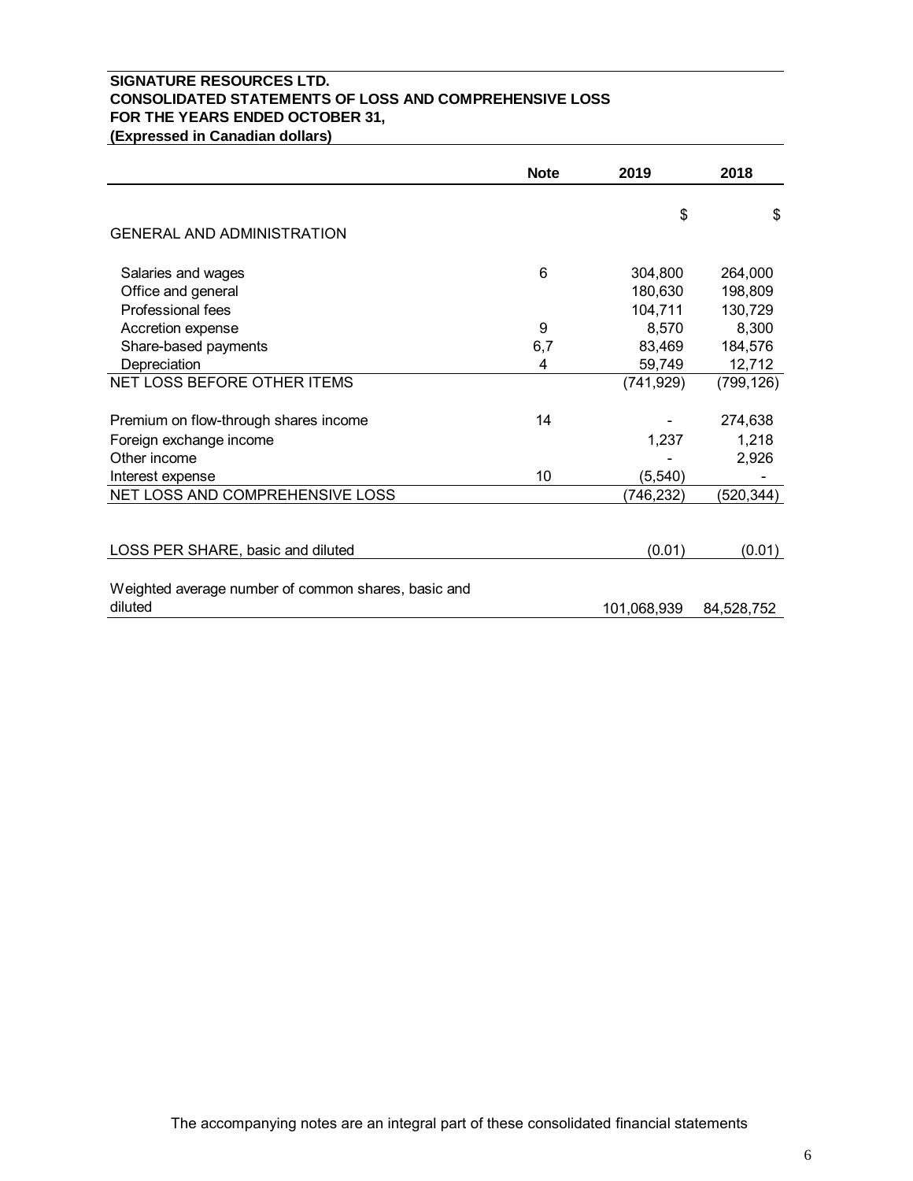**SIGNATURE RESOURCES LTD.**
**CONSOLIDATED STATEMENTS OF LOSS AND COMPREHENSIVE LOSS**
**FOR THE YEARS ENDED OCTOBER 31,**
**(Expressed in Canadian dollars)**

| | **Note** | **2019** | **2018** |
|---|---|---|---|
| | | $ | $ |
| GENERAL AND ADMINISTRATION | | | |
| Salaries and wages | 6 | 304,800 | 264,000 |
| Office and general | | 180,630 | 198,809 |
| Professional fees | | 104,711 | 130,729 |
| Accretion expense | 9 | 8,570 | 8,300 |
| Share-based payments | 6,7 | 83,469 | 184,576 |
| Depreciation | 4 | 59,749 | 12,712 |
| NET LOSS BEFORE OTHER ITEMS | | (741,929) | (799,126) |
| Premium on flow-through shares income | 14 | - | 274,638 |
| Foreign exchange income | | 1,237 | 1,218 |
| Other income | | - | 2,926 |
| Interest expense | 10 | (5,540) | - |
| NET LOSS AND COMPREHENSIVE LOSS | | (746,232) | (520,344) |
| LOSS PER SHARE, basic and diluted | | (0.01) | (0.01) |
| Weighted average number of common shares, basic and diluted | | 101,068,939 | 84,528,752 |

The accompanying notes are an integral part of these consolidated financial statements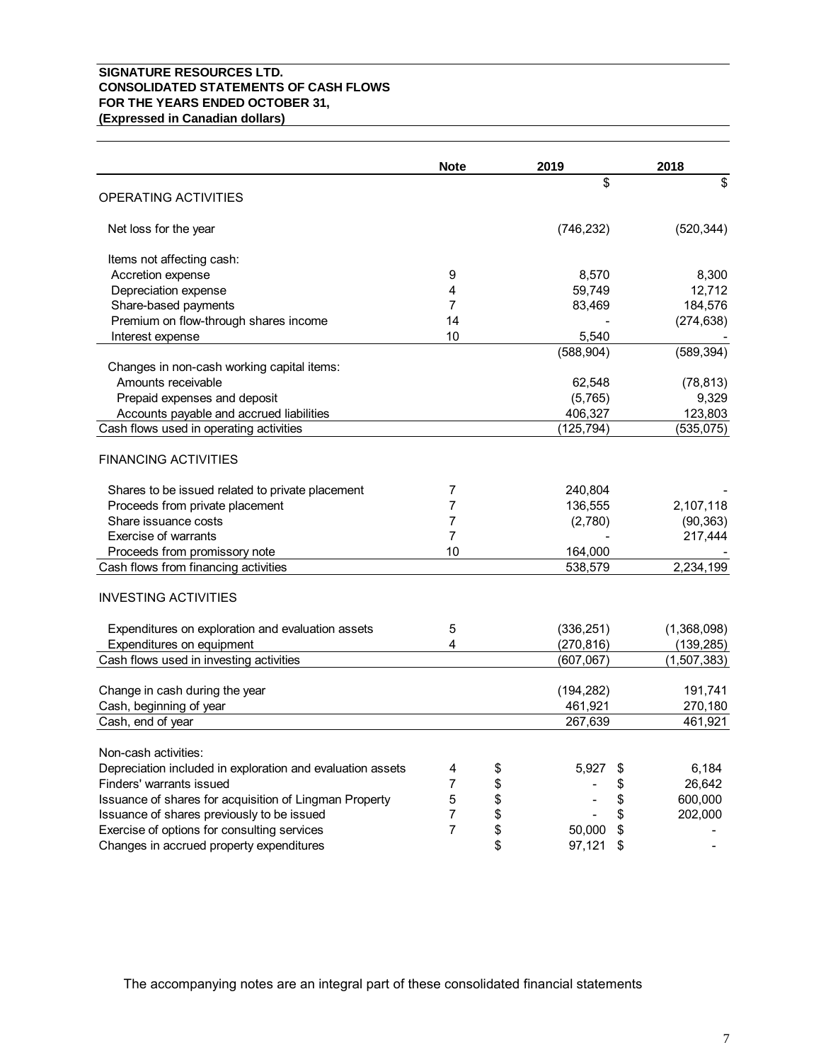**SIGNATURE RESOURCES LTD.**
**CONSOLIDATED STATEMENTS OF CASH FLOWS**
**FOR THE YEARS ENDED OCTOBER 31,**
**(Expressed in Canadian dollars)**

| | Note | 2019 | 2018 |
|---|---|---|---|
| | | $ | $ |
| OPERATING ACTIVITIES | | | |
| Net loss for the year | | (746,232) | (520,344) |
| Items not affecting cash: | | | |
| Accretion expense | 9 | 8,570 | 8,300 |
| Depreciation expense | 4 | 59,749 | 12,712 |
| Share-based payments | 7 | 83,469 | 184,576 |
| Premium on flow-through shares income | 14 | - | (274,638) |
| Interest expense | 10 | 5,540 | - |
| | | (588,904) | (589,394) |
| Changes in non-cash working capital items: | | | |
| Amounts receivable | | 62,548 | (78,813) |
| Prepaid expenses and deposit | | (5,765) | 9,329 |
| Accounts payable and accrued liabilities | | 406,327 | 123,803 |
| Cash flows used in operating activities | | (125,794) | (535,075) |
| FINANCING ACTIVITIES | | | |
| Shares to be issued related to private placement | 7 | 240,804 | - |
| Proceeds from private placement | 7 | 136,555 | 2,107,118 |
| Share issuance costs | 7 | (2,780) | (90,363) |
| Exercise of warrants | 7 | - | 217,444 |
| Proceeds from promissory note | 10 | 164,000 | - |
| Cash flows from financing activities | | 538,579 | 2,234,199 |
| INVESTING ACTIVITIES | | | |
| Expenditures on exploration and evaluation assets | 5 | (336,251) | (1,368,098) |
| Expenditures on equipment | 4 | (270,816) | (139,285) |
| Cash flows used in investing activities | | (607,067) | (1,507,383) |
| Change in cash during the year | | (194,282) | 191,741 |
| Cash, beginning of year | | 461,921 | 270,180 |
| Cash, end of year | | 267,639 | 461,921 |
| Non-cash activities: | | | |
| Depreciation included in exploration and evaluation assets | 4 | $ 5,927 | $ 6,184 |
| Finders' warrants issued | 7 | $ - | $ 26,642 |
| Issuance of shares for acquisition of Lingman Property | 5 | $ - | $ 600,000 |
| Issuance of shares previously to be issued | 7 | $ - | $ 202,000 |
| Exercise of options for consulting services | 7 | $ 50,000 | $ - |
| Changes in accrued property expenditures | | $ 97,121 | $ - |

The accompanying notes are an integral part of these consolidated financial statements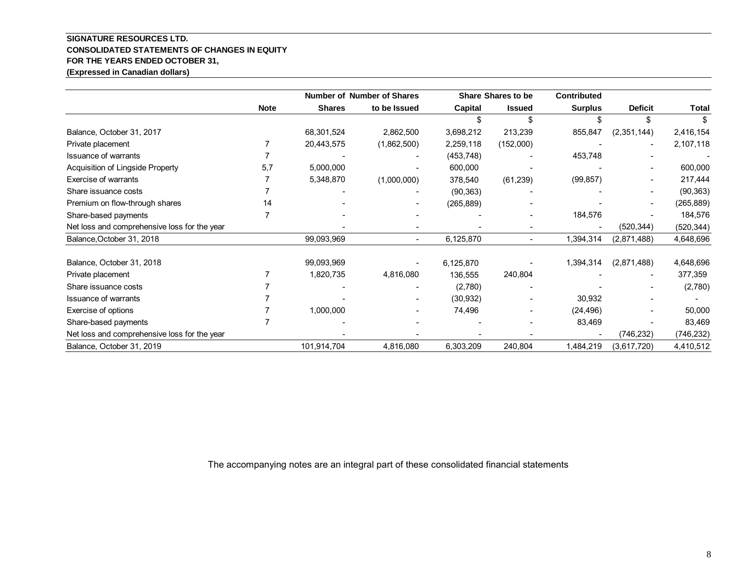**SIGNATURE RESOURCES LTD.**
**CONSOLIDATED STATEMENTS OF CHANGES IN EQUITY**
**FOR THE YEARS ENDED OCTOBER 31,**
**(Expressed in Canadian dollars)**

| | Note | Number of Shares | Number of Shares to be Issued | Share Capital | Shares to be Issued | Contributed Surplus | Deficit | Total |
|---|---|---|---|---|---|---|---|---|
| | | | | $ | $ | $ | $ | $ |
| Balance, October 31, 2017 | | 68,301,524 | 2,862,500 | 3,698,212 | 213,239 | 855,847 | (2,351,144) | 2,416,154 |
| Private placement | 7 | 20,443,575 | (1,862,500) | 2,259,118 | (152,000) | - | - | 2,107,118 |
| Issuance of warrants | 7 | - | - | (453,748) | - | 453,748 | - | - |
| Acquisition of Lingside Property | 5,7 | 5,000,000 | - | 600,000 | - | - | - | 600,000 |
| Exercise of warrants | 7 | 5,348,870 | (1,000,000) | 378,540 | (61,239) | (99,857) | - | 217,444 |
| Share issuance costs | 7 | - | - | (90,363) | - | - | - | (90,363) |
| Premium on flow-through shares | 14 | - | - | (265,889) | - | - | - | (265,889) |
| Share-based payments | 7 | - | - | - | - | 184,576 | - | 184,576 |
| Net loss and comprehensive loss for the year | | - | - | - | - | - | (520,344) | (520,344) |
| Balance,October 31, 2018 | | 99,093,969 | - | 6,125,870 | - | 1,394,314 | (2,871,488) | 4,648,696 |
| | | | | | | | | |
| Balance, October 31, 2018 | | 99,093,969 | - | 6,125,870 | - | 1,394,314 | (2,871,488) | 4,648,696 |
| Private placement | 7 | 1,820,735 | 4,816,080 | 136,555 | 240,804 | - | - | 377,359 |
| Share issuance costs | 7 | - | - | (2,780) | - | - | - | (2,780) |
| Issuance of warrants | 7 | - | - | (30,932) | - | 30,932 | - | - |
| Exercise of options | 7 | 1,000,000 | - | 74,496 | - | (24,496) | - | 50,000 |
| Share-based payments | 7 | - | - | - | - | 83,469 | - | 83,469 |
| Net loss and comprehensive loss for the year | | - | - | - | - | - | (746,232) | (746,232) |
| Balance, October 31, 2019 | | 101,914,704 | 4,816,080 | 6,303,209 | 240,804 | 1,484,219 | (3,617,720) | 4,410,512 |

The accompanying notes are an integral part of these consolidated financial statements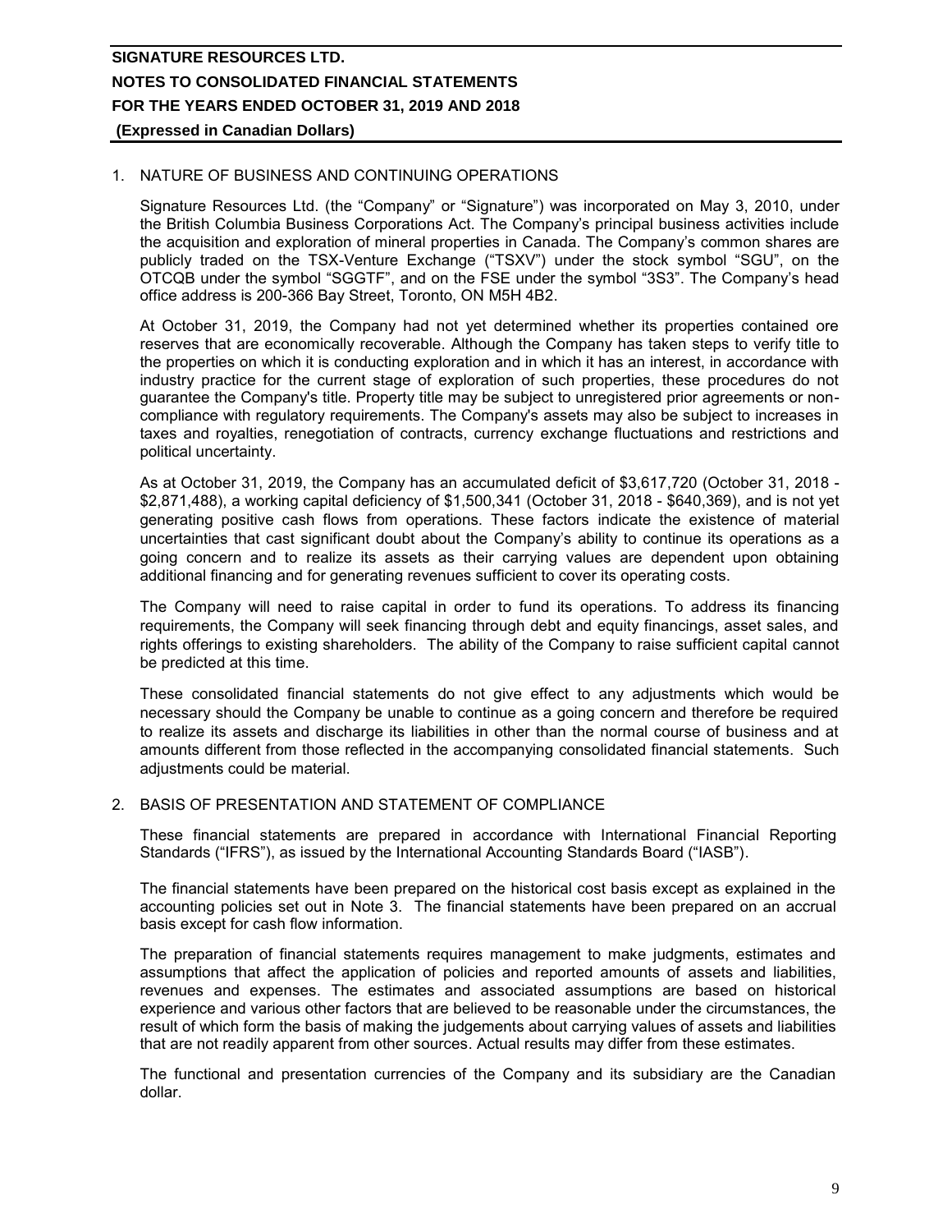## 1. NATURE OF BUSINESS AND CONTINUING OPERATIONS

Signature Resources Ltd. (the "Company" or "Signature") was incorporated on May 3, 2010, under the British Columbia Business Corporations Act. The Company's principal business activities include the acquisition and exploration of mineral properties in Canada. The Company's common shares are publicly traded on the TSX-Venture Exchange ("TSXV") under the stock symbol "SGU", on the OTCQB under the symbol "SGGTF", and on the FSE under the symbol "3S3". The Company's head office address is 200-366 Bay Street, Toronto, ON M5H 4B2.

At October 31, 2019, the Company had not yet determined whether its properties contained ore reserves that are economically recoverable. Although the Company has taken steps to verify title to the properties on which it is conducting exploration and in which it has an interest, in accordance with industry practice for the current stage of exploration of such properties, these procedures do not guarantee the Company's title. Property title may be subject to unregistered prior agreements or non-compliance with regulatory requirements. The Company's assets may also be subject to increases in taxes and royalties, renegotiation of contracts, currency exchange fluctuations and restrictions and political uncertainty.

As at October 31, 2019, the Company has an accumulated deficit of $3,617,720 (October 31, 2018 - $2,871,488), a working capital deficiency of $1,500,341 (October 31, 2018 - $640,369), and is not yet generating positive cash flows from operations. These factors indicate the existence of material uncertainties that cast significant doubt about the Company's ability to continue its operations as a going concern and to realize its assets as their carrying values are dependent upon obtaining additional financing and for generating revenues sufficient to cover its operating costs.

The Company will need to raise capital in order to fund its operations. To address its financing requirements, the Company will seek financing through debt and equity financings, asset sales, and rights offerings to existing shareholders. The ability of the Company to raise sufficient capital cannot be predicted at this time.

These consolidated financial statements do not give effect to any adjustments which would be necessary should the Company be unable to continue as a going concern and therefore be required to realize its assets and discharge its liabilities in other than the normal course of business and at amounts different from those reflected in the accompanying consolidated financial statements. Such adjustments could be material.

## 2. BASIS OF PRESENTATION AND STATEMENT OF COMPLIANCE

These financial statements are prepared in accordance with International Financial Reporting Standards ("IFRS"), as issued by the International Accounting Standards Board ("IASB").

The financial statements have been prepared on the historical cost basis except as explained in the accounting policies set out in Note 3. The financial statements have been prepared on an accrual basis except for cash flow information.

The preparation of financial statements requires management to make judgments, estimates and assumptions that affect the application of policies and reported amounts of assets and liabilities, revenues and expenses. The estimates and associated assumptions are based on historical experience and various other factors that are believed to be reasonable under the circumstances, the result of which form the basis of making the judgements about carrying values of assets and liabilities that are not readily apparent from other sources. Actual results may differ from these estimates.

The functional and presentation currencies of the Company and its subsidiary are the Canadian dollar.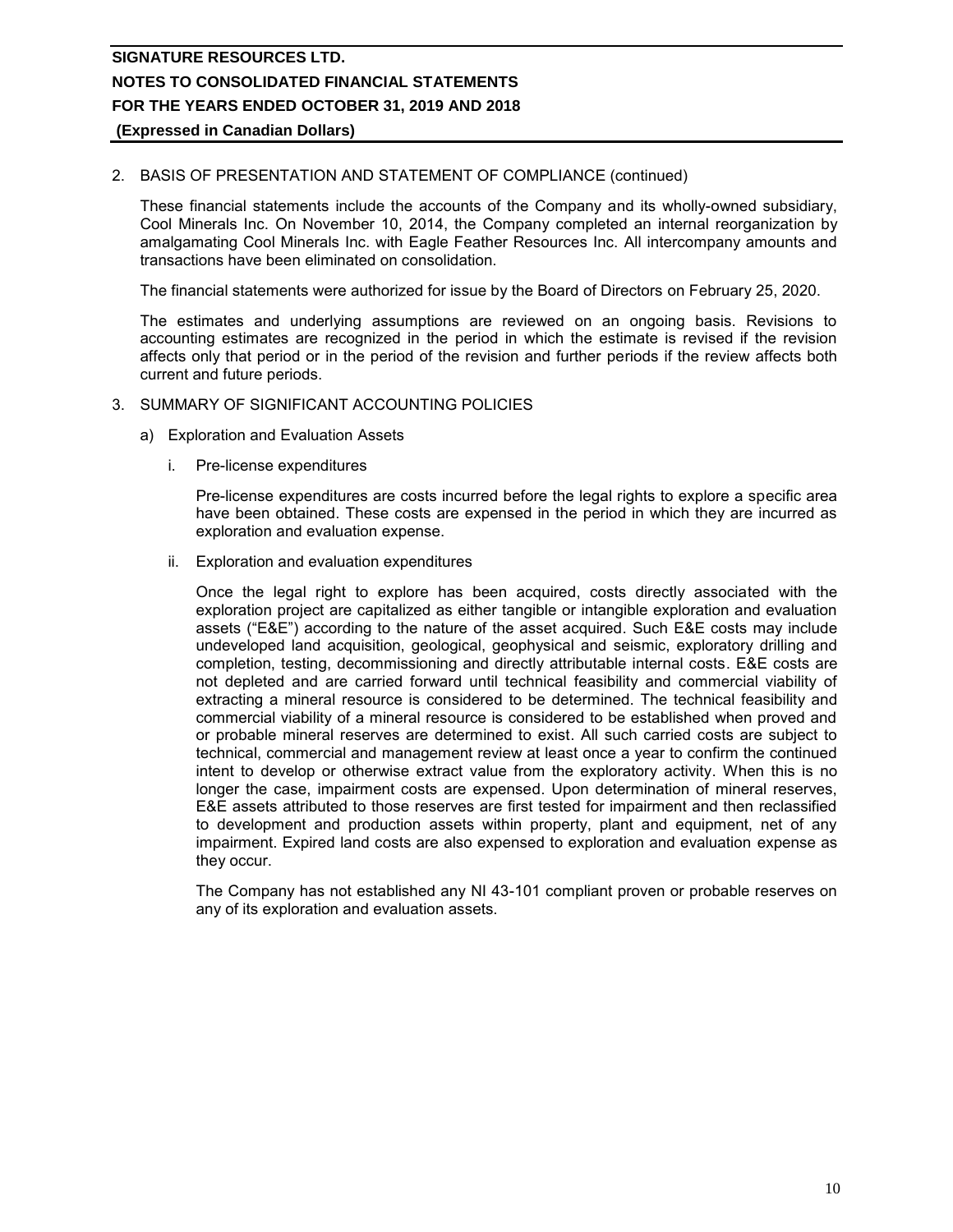## 2. BASIS OF PRESENTATION AND STATEMENT OF COMPLIANCE (continued)

These financial statements include the accounts of the Company and its wholly-owned subsidiary, Cool Minerals Inc. On November 10, 2014, the Company completed an internal reorganization by amalgamating Cool Minerals Inc. with Eagle Feather Resources Inc. All intercompany amounts and transactions have been eliminated on consolidation.

The financial statements were authorized for issue by the Board of Directors on February 25, 2020.

The estimates and underlying assumptions are reviewed on an ongoing basis. Revisions to accounting estimates are recognized in the period in which the estimate is revised if the revision affects only that period or in the period of the revision and further periods if the review affects both current and future periods.

## 3. SUMMARY OF SIGNIFICANT ACCOUNTING POLICIES

### a) Exploration and Evaluation Assets

#### i. Pre-license expenditures

Pre-license expenditures are costs incurred before the legal rights to explore a specific area have been obtained. These costs are expensed in the period in which they are incurred as exploration and evaluation expense.

#### ii. Exploration and evaluation expenditures

Once the legal right to explore has been acquired, costs directly associated with the exploration project are capitalized as either tangible or intangible exploration and evaluation assets ("E&E") according to the nature of the asset acquired. Such E&E costs may include undeveloped land acquisition, geological, geophysical and seismic, exploratory drilling and completion, testing, decommissioning and directly attributable internal costs. E&E costs are not depleted and are carried forward until technical feasibility and commercial viability of extracting a mineral resource is considered to be determined. The technical feasibility and commercial viability of a mineral resource is considered to be established when proved and or probable mineral reserves are determined to exist. All such carried costs are subject to technical, commercial and management review at least once a year to confirm the continued intent to develop or otherwise extract value from the exploratory activity. When this is no longer the case, impairment costs are expensed. Upon determination of mineral reserves, E&E assets attributed to those reserves are first tested for impairment and then reclassified to development and production assets within property, plant and equipment, net of any impairment. Expired land costs are also expensed to exploration and evaluation expense as they occur.

The Company has not established any NI 43-101 compliant proven or probable reserves on any of its exploration and evaluation assets.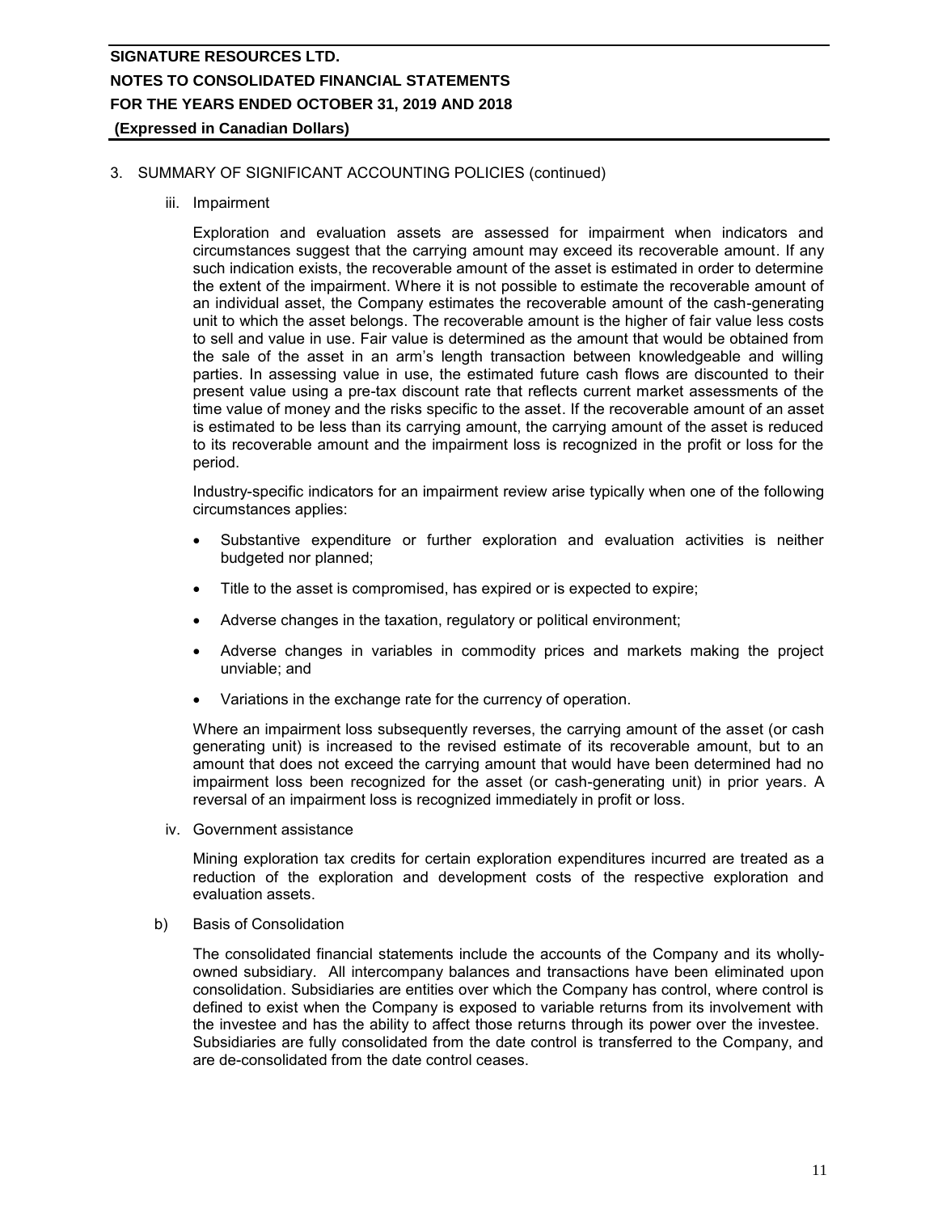3. SUMMARY OF SIGNIFICANT ACCOUNTING POLICIES (continued)

iii. Impairment

Exploration and evaluation assets are assessed for impairment when indicators and circumstances suggest that the carrying amount may exceed its recoverable amount. If any such indication exists, the recoverable amount of the asset is estimated in order to determine the extent of the impairment. Where it is not possible to estimate the recoverable amount of an individual asset, the Company estimates the recoverable amount of the cash-generating unit to which the asset belongs. The recoverable amount is the higher of fair value less costs to sell and value in use. Fair value is determined as the amount that would be obtained from the sale of the asset in an arm's length transaction between knowledgeable and willing parties. In assessing value in use, the estimated future cash flows are discounted to their present value using a pre-tax discount rate that reflects current market assessments of the time value of money and the risks specific to the asset. If the recoverable amount of an asset is estimated to be less than its carrying amount, the carrying amount of the asset is reduced to its recoverable amount and the impairment loss is recognized in the profit or loss for the period.

Industry-specific indicators for an impairment review arise typically when one of the following circumstances applies:

- Substantive expenditure or further exploration and evaluation activities is neither budgeted nor planned;
- Title to the asset is compromised, has expired or is expected to expire;
- Adverse changes in the taxation, regulatory or political environment;
- Adverse changes in variables in commodity prices and markets making the project unviable; and
- Variations in the exchange rate for the currency of operation.

Where an impairment loss subsequently reverses, the carrying amount of the asset (or cash generating unit) is increased to the revised estimate of its recoverable amount, but to an amount that does not exceed the carrying amount that would have been determined had no impairment loss been recognized for the asset (or cash-generating unit) in prior years. A reversal of an impairment loss is recognized immediately in profit or loss.

iv. Government assistance

Mining exploration tax credits for certain exploration expenditures incurred are treated as a reduction of the exploration and development costs of the respective exploration and evaluation assets.

b) Basis of Consolidation

The consolidated financial statements include the accounts of the Company and its wholly-owned subsidiary. All intercompany balances and transactions have been eliminated upon consolidation. Subsidiaries are entities over which the Company has control, where control is defined to exist when the Company is exposed to variable returns from its involvement with the investee and has the ability to affect those returns through its power over the investee. Subsidiaries are fully consolidated from the date control is transferred to the Company, and are de-consolidated from the date control ceases.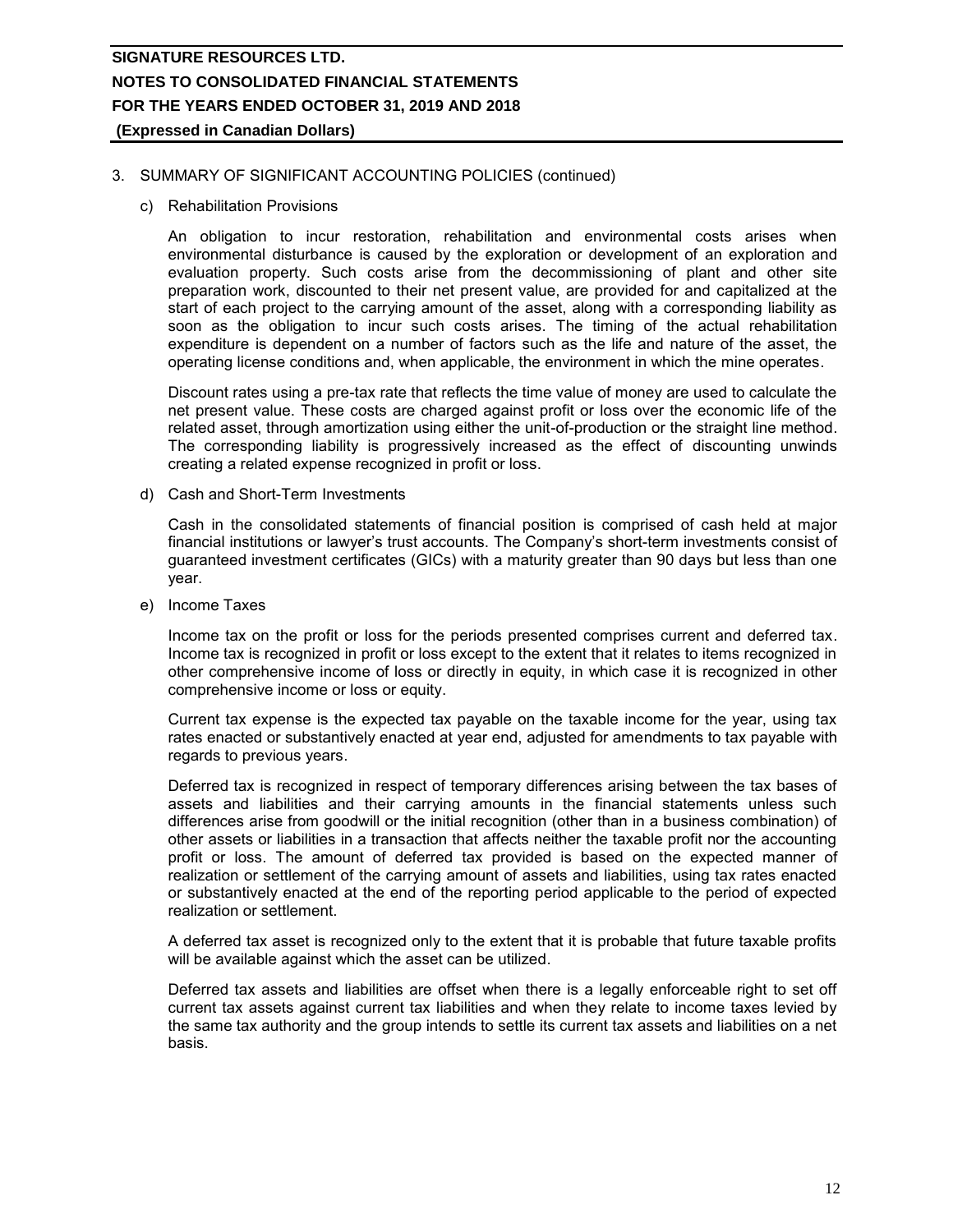## 3. SUMMARY OF SIGNIFICANT ACCOUNTING POLICIES (continued)

### c) Rehabilitation Provisions

An obligation to incur restoration, rehabilitation and environmental costs arises when environmental disturbance is caused by the exploration or development of an exploration and evaluation property. Such costs arise from the decommissioning of plant and other site preparation work, discounted to their net present value, are provided for and capitalized at the start of each project to the carrying amount of the asset, along with a corresponding liability as soon as the obligation to incur such costs arises. The timing of the actual rehabilitation expenditure is dependent on a number of factors such as the life and nature of the asset, the operating license conditions and, when applicable, the environment in which the mine operates.

Discount rates using a pre-tax rate that reflects the time value of money are used to calculate the net present value. These costs are charged against profit or loss over the economic life of the related asset, through amortization using either the unit-of-production or the straight line method. The corresponding liability is progressively increased as the effect of discounting unwinds creating a related expense recognized in profit or loss.

### d) Cash and Short-Term Investments

Cash in the consolidated statements of financial position is comprised of cash held at major financial institutions or lawyer's trust accounts. The Company's short-term investments consist of guaranteed investment certificates (GICs) with a maturity greater than 90 days but less than one year.

### e) Income Taxes

Income tax on the profit or loss for the periods presented comprises current and deferred tax. Income tax is recognized in profit or loss except to the extent that it relates to items recognized in other comprehensive income of loss or directly in equity, in which case it is recognized in other comprehensive income or loss or equity.

Current tax expense is the expected tax payable on the taxable income for the year, using tax rates enacted or substantively enacted at year end, adjusted for amendments to tax payable with regards to previous years.

Deferred tax is recognized in respect of temporary differences arising between the tax bases of assets and liabilities and their carrying amounts in the financial statements unless such differences arise from goodwill or the initial recognition (other than in a business combination) of other assets or liabilities in a transaction that affects neither the taxable profit nor the accounting profit or loss. The amount of deferred tax provided is based on the expected manner of realization or settlement of the carrying amount of assets and liabilities, using tax rates enacted or substantively enacted at the end of the reporting period applicable to the period of expected realization or settlement.

A deferred tax asset is recognized only to the extent that it is probable that future taxable profits will be available against which the asset can be utilized.

Deferred tax assets and liabilities are offset when there is a legally enforceable right to set off current tax assets against current tax liabilities and when they relate to income taxes levied by the same tax authority and the group intends to settle its current tax assets and liabilities on a net basis.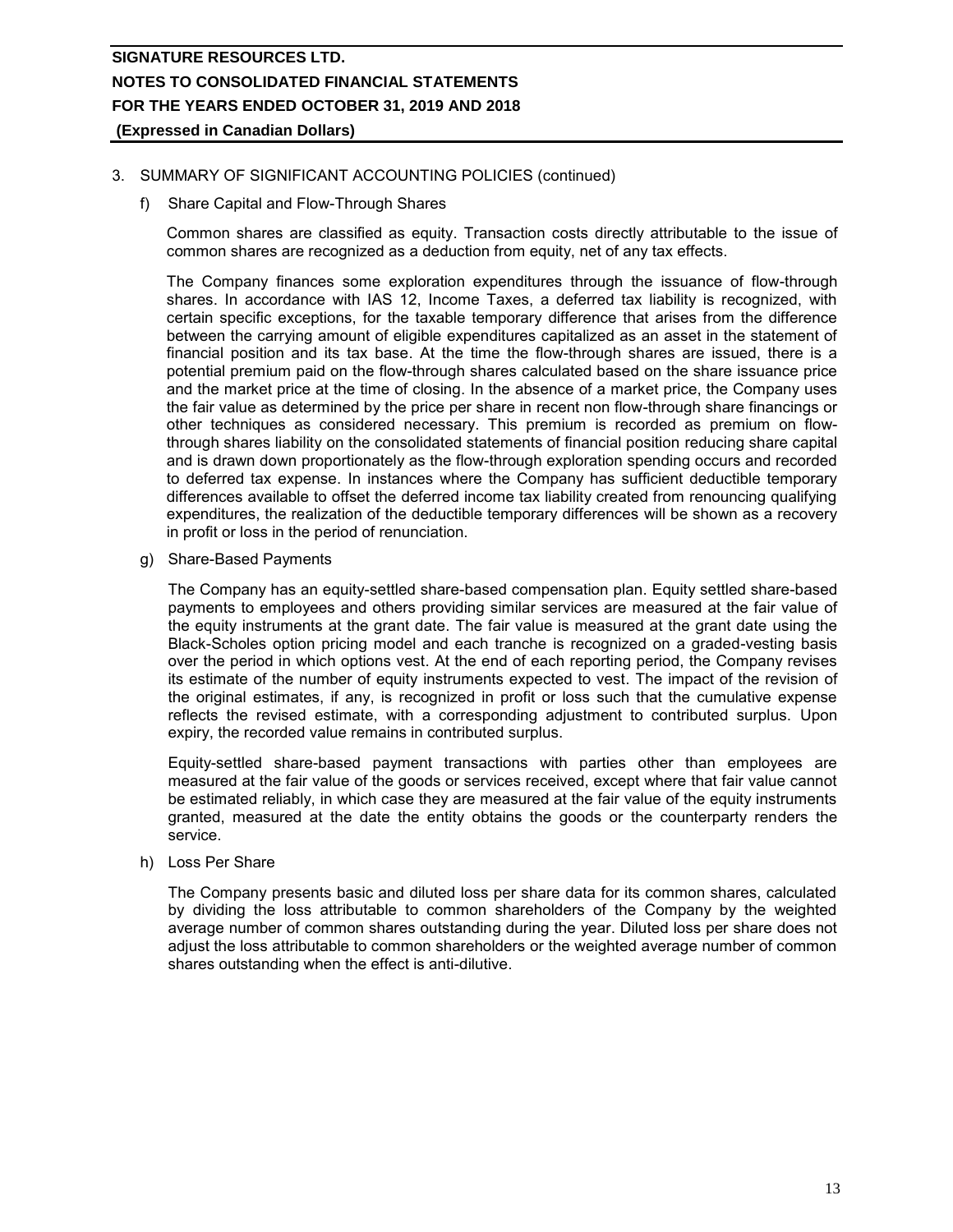## 3. SUMMARY OF SIGNIFICANT ACCOUNTING POLICIES (continued)

### f) Share Capital and Flow-Through Shares

Common shares are classified as equity. Transaction costs directly attributable to the issue of common shares are recognized as a deduction from equity, net of any tax effects.

The Company finances some exploration expenditures through the issuance of flow-through shares. In accordance with IAS 12, Income Taxes, a deferred tax liability is recognized, with certain specific exceptions, for the taxable temporary difference that arises from the difference between the carrying amount of eligible expenditures capitalized as an asset in the statement of financial position and its tax base. At the time the flow-through shares are issued, there is a potential premium paid on the flow-through shares calculated based on the share issuance price and the market price at the time of closing. In the absence of a market price, the Company uses the fair value as determined by the price per share in recent non flow-through share financings or other techniques as considered necessary. This premium is recorded as premium on flow-through shares liability on the consolidated statements of financial position reducing share capital and is drawn down proportionately as the flow-through exploration spending occurs and recorded to deferred tax expense. In instances where the Company has sufficient deductible temporary differences available to offset the deferred income tax liability created from renouncing qualifying expenditures, the realization of the deductible temporary differences will be shown as a recovery in profit or loss in the period of renunciation.

### g) Share-Based Payments

The Company has an equity-settled share-based compensation plan. Equity settled share-based payments to employees and others providing similar services are measured at the fair value of the equity instruments at the grant date. The fair value is measured at the grant date using the Black-Scholes option pricing model and each tranche is recognized on a graded-vesting basis over the period in which options vest. At the end of each reporting period, the Company revises its estimate of the number of equity instruments expected to vest. The impact of the revision of the original estimates, if any, is recognized in profit or loss such that the cumulative expense reflects the revised estimate, with a corresponding adjustment to contributed surplus. Upon expiry, the recorded value remains in contributed surplus.

Equity-settled share-based payment transactions with parties other than employees are measured at the fair value of the goods or services received, except where that fair value cannot be estimated reliably, in which case they are measured at the fair value of the equity instruments granted, measured at the date the entity obtains the goods or the counterparty renders the service.

### h) Loss Per Share

The Company presents basic and diluted loss per share data for its common shares, calculated by dividing the loss attributable to common shareholders of the Company by the weighted average number of common shares outstanding during the year. Diluted loss per share does not adjust the loss attributable to common shareholders or the weighted average number of common shares outstanding when the effect is anti-dilutive.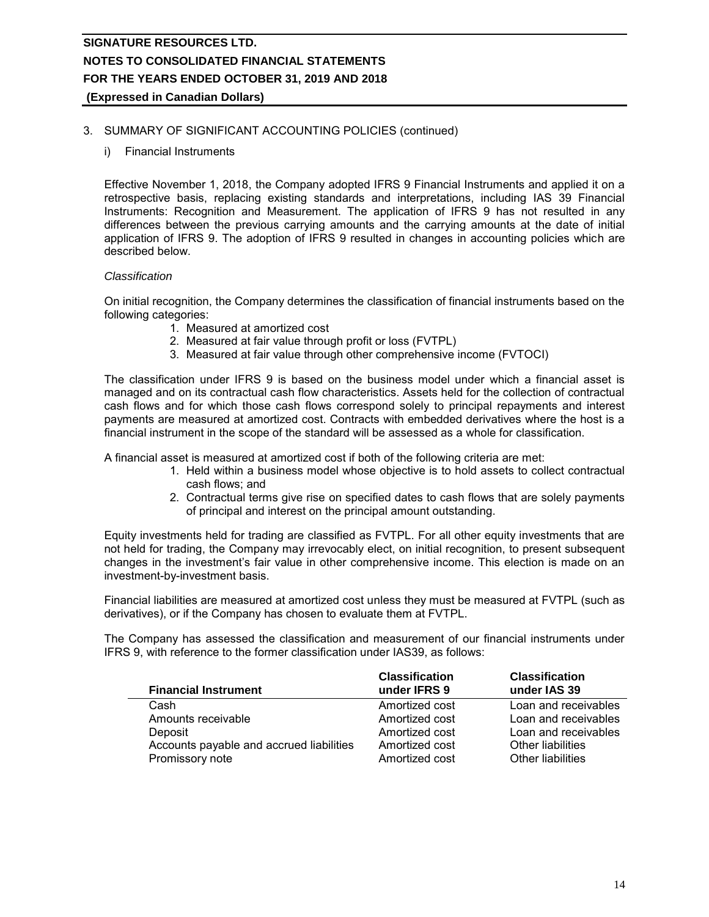## 3. SUMMARY OF SIGNIFICANT ACCOUNTING POLICIES (continued)

### i) Financial Instruments

Effective November 1, 2018, the Company adopted IFRS 9 Financial Instruments and applied it on a retrospective basis, replacing existing standards and interpretations, including IAS 39 Financial Instruments: Recognition and Measurement. The application of IFRS 9 has not resulted in any differences between the previous carrying amounts and the carrying amounts at the date of initial application of IFRS 9. The adoption of IFRS 9 resulted in changes in accounting policies which are described below.

*Classification*

On initial recognition, the Company determines the classification of financial instruments based on the following categories:

1. Measured at amortized cost
2. Measured at fair value through profit or loss (FVTPL)
3. Measured at fair value through other comprehensive income (FVTOCI)

The classification under IFRS 9 is based on the business model under which a financial asset is managed and on its contractual cash flow characteristics. Assets held for the collection of contractual cash flows and for which those cash flows correspond solely to principal repayments and interest payments are measured at amortized cost. Contracts with embedded derivatives where the host is a financial instrument in the scope of the standard will be assessed as a whole for classification.

A financial asset is measured at amortized cost if both of the following criteria are met:

1. Held within a business model whose objective is to hold assets to collect contractual cash flows; and
2. Contractual terms give rise on specified dates to cash flows that are solely payments of principal and interest on the principal amount outstanding.

Equity investments held for trading are classified as FVTPL. For all other equity investments that are not held for trading, the Company may irrevocably elect, on initial recognition, to present subsequent changes in the investment's fair value in other comprehensive income. This election is made on an investment-by-investment basis.

Financial liabilities are measured at amortized cost unless they must be measured at FVTPL (such as derivatives), or if the Company has chosen to evaluate them at FVTPL.

The Company has assessed the classification and measurement of our financial instruments under IFRS 9, with reference to the former classification under IAS39, as follows:

| Financial Instrument | Classification under IFRS 9 | Classification under IAS 39 |
|---|---|---|
| Cash | Amortized cost | Loan and receivables |
| Amounts receivable | Amortized cost | Loan and receivables |
| Deposit | Amortized cost | Loan and receivables |
| Accounts payable and accrued liabilities | Amortized cost | Other liabilities |
| Promissory note | Amortized cost | Other liabilities |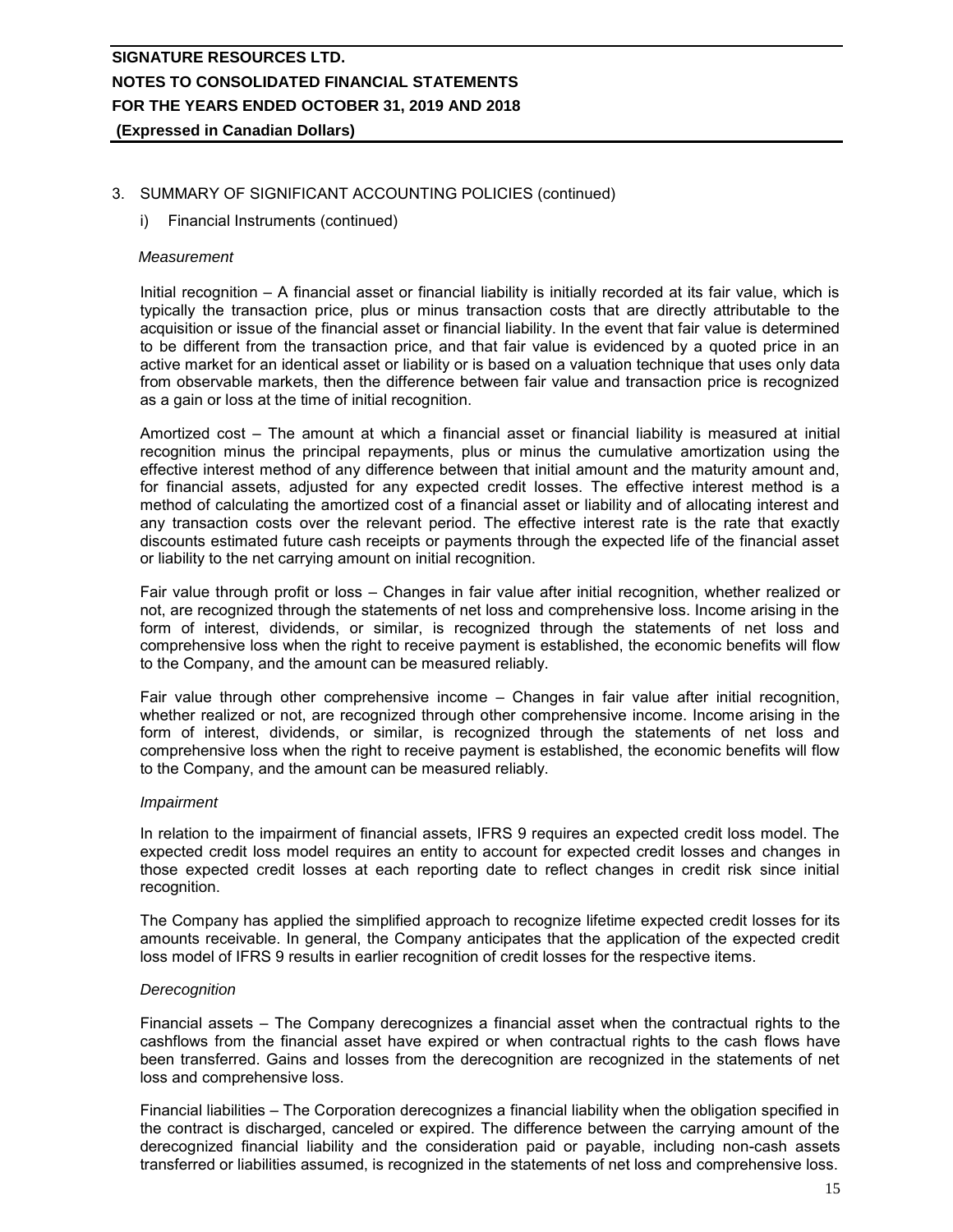## 3. SUMMARY OF SIGNIFICANT ACCOUNTING POLICIES (continued)

### i) Financial Instruments (continued)

*Measurement*

Initial recognition – A financial asset or financial liability is initially recorded at its fair value, which is typically the transaction price, plus or minus transaction costs that are directly attributable to the acquisition or issue of the financial asset or financial liability. In the event that fair value is determined to be different from the transaction price, and that fair value is evidenced by a quoted price in an active market for an identical asset or liability or is based on a valuation technique that uses only data from observable markets, then the difference between fair value and transaction price is recognized as a gain or loss at the time of initial recognition.

Amortized cost – The amount at which a financial asset or financial liability is measured at initial recognition minus the principal repayments, plus or minus the cumulative amortization using the effective interest method of any difference between that initial amount and the maturity amount and, for financial assets, adjusted for any expected credit losses. The effective interest method is a method of calculating the amortized cost of a financial asset or liability and of allocating interest and any transaction costs over the relevant period. The effective interest rate is the rate that exactly discounts estimated future cash receipts or payments through the expected life of the financial asset or liability to the net carrying amount on initial recognition.

Fair value through profit or loss – Changes in fair value after initial recognition, whether realized or not, are recognized through the statements of net loss and comprehensive loss. Income arising in the form of interest, dividends, or similar, is recognized through the statements of net loss and comprehensive loss when the right to receive payment is established, the economic benefits will flow to the Company, and the amount can be measured reliably.

Fair value through other comprehensive income – Changes in fair value after initial recognition, whether realized or not, are recognized through other comprehensive income. Income arising in the form of interest, dividends, or similar, is recognized through the statements of net loss and comprehensive loss when the right to receive payment is established, the economic benefits will flow to the Company, and the amount can be measured reliably.

*Impairment*

In relation to the impairment of financial assets, IFRS 9 requires an expected credit loss model. The expected credit loss model requires an entity to account for expected credit losses and changes in those expected credit losses at each reporting date to reflect changes in credit risk since initial recognition.

The Company has applied the simplified approach to recognize lifetime expected credit losses for its amounts receivable. In general, the Company anticipates that the application of the expected credit loss model of IFRS 9 results in earlier recognition of credit losses for the respective items.

*Derecognition*

Financial assets – The Company derecognizes a financial asset when the contractual rights to the cashflows from the financial asset have expired or when contractual rights to the cash flows have been transferred. Gains and losses from the derecognition are recognized in the statements of net loss and comprehensive loss.

Financial liabilities – The Corporation derecognizes a financial liability when the obligation specified in the contract is discharged, canceled or expired. The difference between the carrying amount of the derecognized financial liability and the consideration paid or payable, including non-cash assets transferred or liabilities assumed, is recognized in the statements of net loss and comprehensive loss.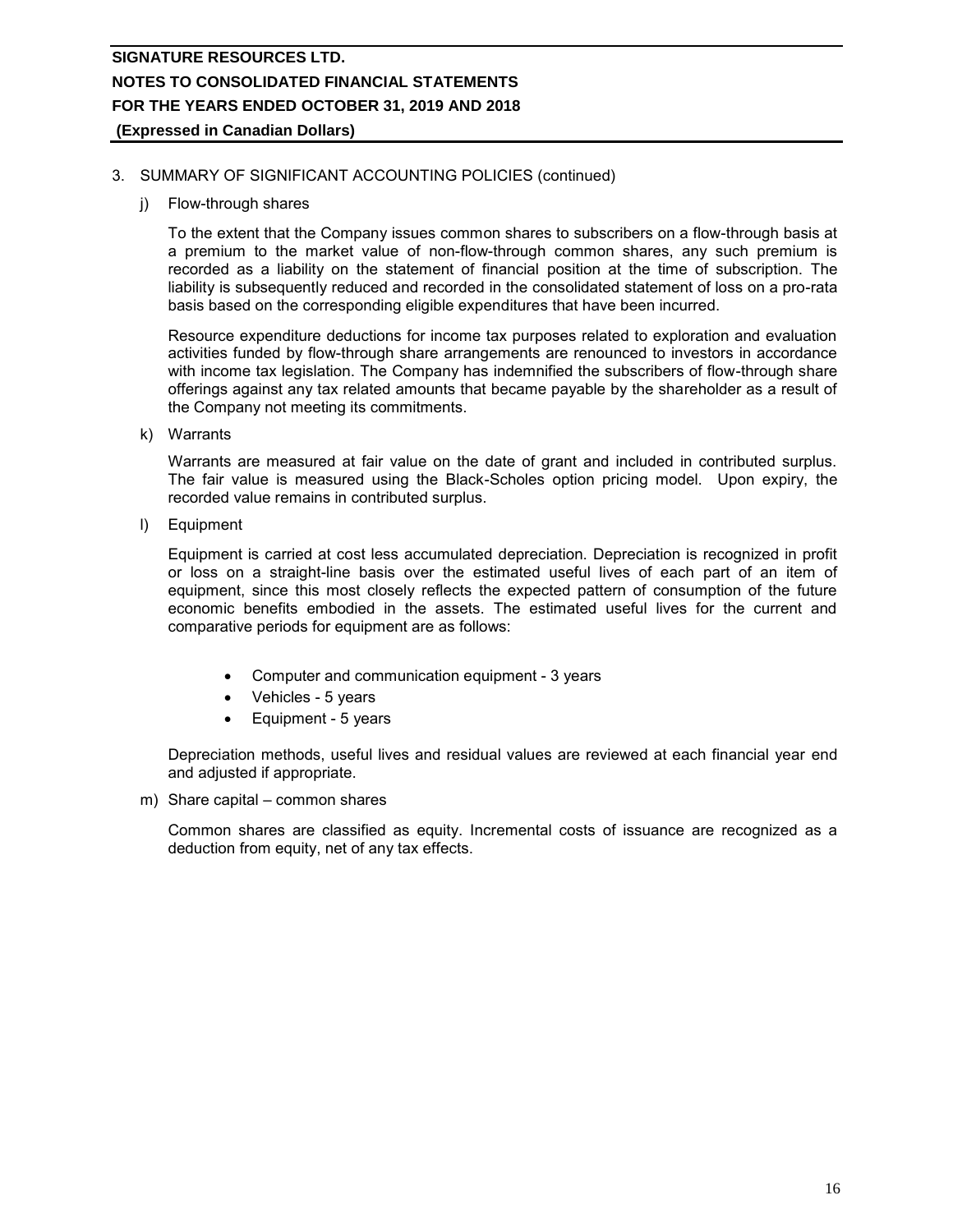3. SUMMARY OF SIGNIFICANT ACCOUNTING POLICIES (continued)

j) Flow-through shares

To the extent that the Company issues common shares to subscribers on a flow-through basis at a premium to the market value of non-flow-through common shares, any such premium is recorded as a liability on the statement of financial position at the time of subscription. The liability is subsequently reduced and recorded in the consolidated statement of loss on a pro-rata basis based on the corresponding eligible expenditures that have been incurred.

Resource expenditure deductions for income tax purposes related to exploration and evaluation activities funded by flow-through share arrangements are renounced to investors in accordance with income tax legislation. The Company has indemnified the subscribers of flow-through share offerings against any tax related amounts that became payable by the shareholder as a result of the Company not meeting its commitments.

k) Warrants

Warrants are measured at fair value on the date of grant and included in contributed surplus. The fair value is measured using the Black-Scholes option pricing model. Upon expiry, the recorded value remains in contributed surplus.

l) Equipment

Equipment is carried at cost less accumulated depreciation. Depreciation is recognized in profit or loss on a straight-line basis over the estimated useful lives of each part of an item of equipment, since this most closely reflects the expected pattern of consumption of the future economic benefits embodied in the assets. The estimated useful lives for the current and comparative periods for equipment are as follows:

- Computer and communication equipment - 3 years
- Vehicles - 5 years
- Equipment - 5 years

Depreciation methods, useful lives and residual values are reviewed at each financial year end and adjusted if appropriate.

m) Share capital – common shares

Common shares are classified as equity. Incremental costs of issuance are recognized as a deduction from equity, net of any tax effects.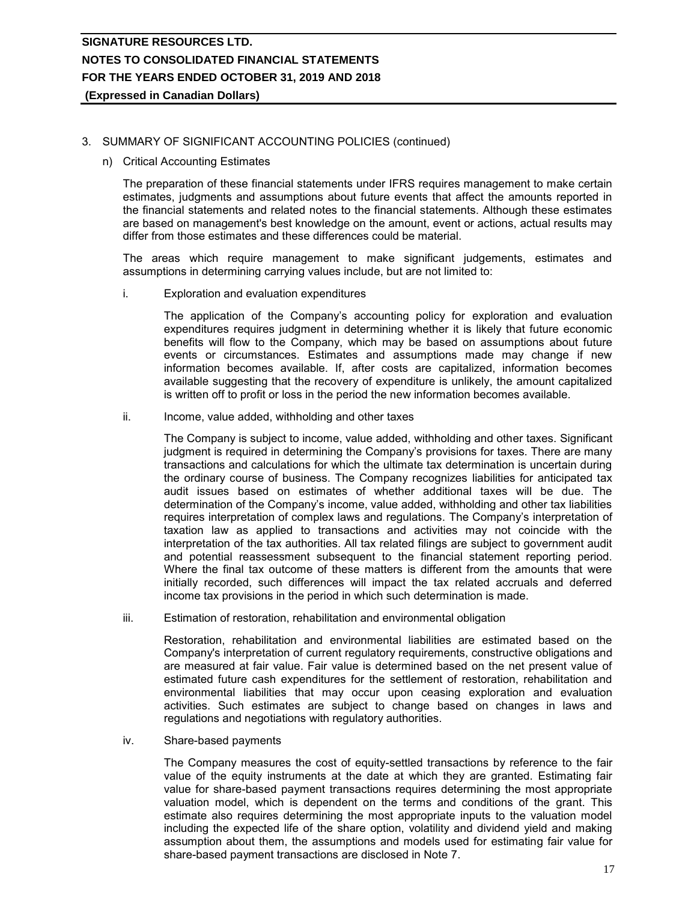3. SUMMARY OF SIGNIFICANT ACCOUNTING POLICIES (continued)

n) Critical Accounting Estimates

The preparation of these financial statements under IFRS requires management to make certain estimates, judgments and assumptions about future events that affect the amounts reported in the financial statements and related notes to the financial statements. Although these estimates are based on management's best knowledge on the amount, event or actions, actual results may differ from those estimates and these differences could be material.

The areas which require management to make significant judgements, estimates and assumptions in determining carrying values include, but are not limited to:

i. Exploration and evaluation expenditures

The application of the Company's accounting policy for exploration and evaluation expenditures requires judgment in determining whether it is likely that future economic benefits will flow to the Company, which may be based on assumptions about future events or circumstances. Estimates and assumptions made may change if new information becomes available. If, after costs are capitalized, information becomes available suggesting that the recovery of expenditure is unlikely, the amount capitalized is written off to profit or loss in the period the new information becomes available.

ii. Income, value added, withholding and other taxes

The Company is subject to income, value added, withholding and other taxes. Significant judgment is required in determining the Company's provisions for taxes. There are many transactions and calculations for which the ultimate tax determination is uncertain during the ordinary course of business. The Company recognizes liabilities for anticipated tax audit issues based on estimates of whether additional taxes will be due. The determination of the Company's income, value added, withholding and other tax liabilities requires interpretation of complex laws and regulations. The Company's interpretation of taxation law as applied to transactions and activities may not coincide with the interpretation of the tax authorities. All tax related filings are subject to government audit and potential reassessment subsequent to the financial statement reporting period. Where the final tax outcome of these matters is different from the amounts that were initially recorded, such differences will impact the tax related accruals and deferred income tax provisions in the period in which such determination is made.

iii. Estimation of restoration, rehabilitation and environmental obligation

Restoration, rehabilitation and environmental liabilities are estimated based on the Company's interpretation of current regulatory requirements, constructive obligations and are measured at fair value. Fair value is determined based on the net present value of estimated future cash expenditures for the settlement of restoration, rehabilitation and environmental liabilities that may occur upon ceasing exploration and evaluation activities. Such estimates are subject to change based on changes in laws and regulations and negotiations with regulatory authorities.

iv. Share-based payments

The Company measures the cost of equity-settled transactions by reference to the fair value of the equity instruments at the date at which they are granted. Estimating fair value for share-based payment transactions requires determining the most appropriate valuation model, which is dependent on the terms and conditions of the grant. This estimate also requires determining the most appropriate inputs to the valuation model including the expected life of the share option, volatility and dividend yield and making assumption about them, the assumptions and models used for estimating fair value for share-based payment transactions are disclosed in Note 7.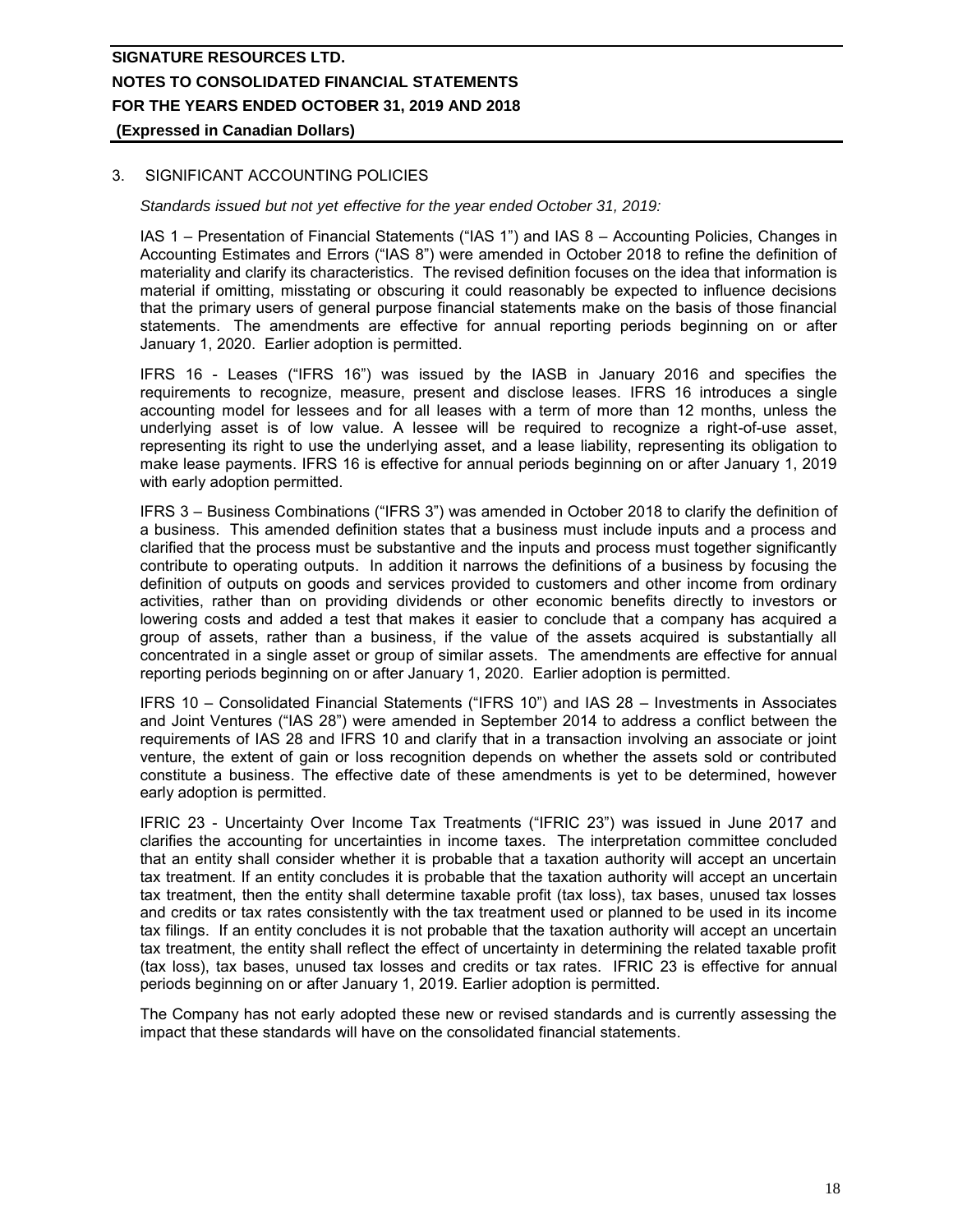## 3. SIGNIFICANT ACCOUNTING POLICIES

*Standards issued but not yet effective for the year ended October 31, 2019:*

IAS 1 – Presentation of Financial Statements ("IAS 1") and IAS 8 – Accounting Policies, Changes in Accounting Estimates and Errors ("IAS 8") were amended in October 2018 to refine the definition of materiality and clarify its characteristics. The revised definition focuses on the idea that information is material if omitting, misstating or obscuring it could reasonably be expected to influence decisions that the primary users of general purpose financial statements make on the basis of those financial statements. The amendments are effective for annual reporting periods beginning on or after January 1, 2020. Earlier adoption is permitted.

IFRS 16 - Leases ("IFRS 16") was issued by the IASB in January 2016 and specifies the requirements to recognize, measure, present and disclose leases. IFRS 16 introduces a single accounting model for lessees and for all leases with a term of more than 12 months, unless the underlying asset is of low value. A lessee will be required to recognize a right-of-use asset, representing its right to use the underlying asset, and a lease liability, representing its obligation to make lease payments. IFRS 16 is effective for annual periods beginning on or after January 1, 2019 with early adoption permitted.

IFRS 3 – Business Combinations ("IFRS 3") was amended in October 2018 to clarify the definition of a business. This amended definition states that a business must include inputs and a process and clarified that the process must be substantive and the inputs and process must together significantly contribute to operating outputs. In addition it narrows the definitions of a business by focusing the definition of outputs on goods and services provided to customers and other income from ordinary activities, rather than on providing dividends or other economic benefits directly to investors or lowering costs and added a test that makes it easier to conclude that a company has acquired a group of assets, rather than a business, if the value of the assets acquired is substantially all concentrated in a single asset or group of similar assets. The amendments are effective for annual reporting periods beginning on or after January 1, 2020. Earlier adoption is permitted.

IFRS 10 – Consolidated Financial Statements ("IFRS 10") and IAS 28 – Investments in Associates and Joint Ventures ("IAS 28") were amended in September 2014 to address a conflict between the requirements of IAS 28 and IFRS 10 and clarify that in a transaction involving an associate or joint venture, the extent of gain or loss recognition depends on whether the assets sold or contributed constitute a business. The effective date of these amendments is yet to be determined, however early adoption is permitted.

IFRIC 23 - Uncertainty Over Income Tax Treatments ("IFRIC 23") was issued in June 2017 and clarifies the accounting for uncertainties in income taxes. The interpretation committee concluded that an entity shall consider whether it is probable that a taxation authority will accept an uncertain tax treatment. If an entity concludes it is probable that the taxation authority will accept an uncertain tax treatment, then the entity shall determine taxable profit (tax loss), tax bases, unused tax losses and credits or tax rates consistently with the tax treatment used or planned to be used in its income tax filings. If an entity concludes it is not probable that the taxation authority will accept an uncertain tax treatment, the entity shall reflect the effect of uncertainty in determining the related taxable profit (tax loss), tax bases, unused tax losses and credits or tax rates. IFRIC 23 is effective for annual periods beginning on or after January 1, 2019. Earlier adoption is permitted.

The Company has not early adopted these new or revised standards and is currently assessing the impact that these standards will have on the consolidated financial statements.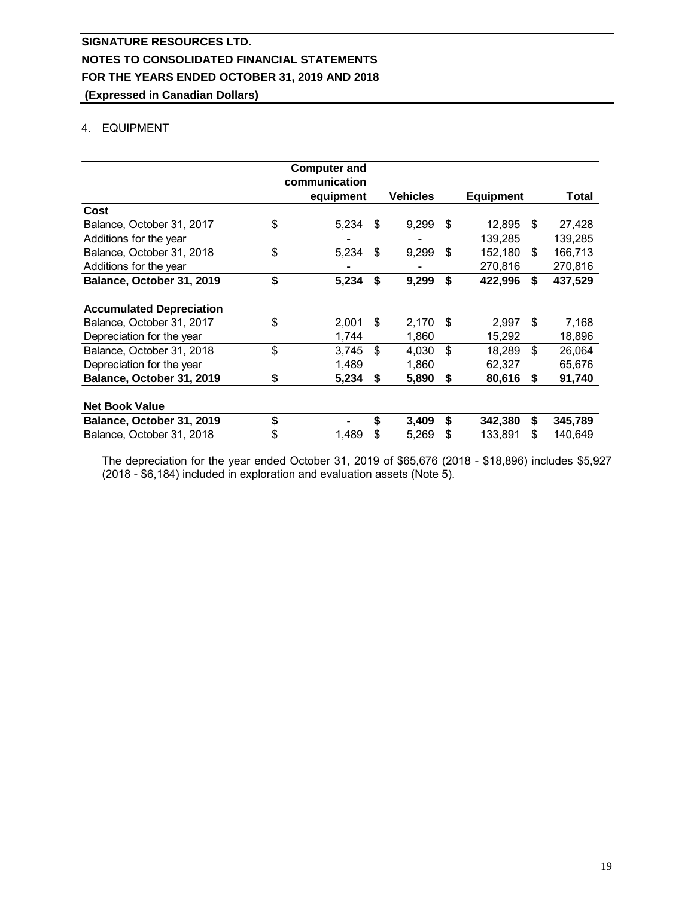**SIGNATURE RESOURCES LTD.**
**NOTES TO CONSOLIDATED FINANCIAL STATEMENTS**
**FOR THE YEARS ENDED OCTOBER 31, 2019 AND 2018**
**(Expressed in Canadian Dollars)**

4. EQUIPMENT

| | Computer and communication equipment | Vehicles | Equipment | Total |
|---|---|---|---|---|
| **Cost** | | | | |
| Balance, October 31, 2017 | $ 5,234 | $ 9,299 | $ 12,895 | $ 27,428 |
| Additions for the year | - | - | 139,285 | 139,285 |
| Balance, October 31, 2018 | $ 5,234 | $ 9,299 | $ 152,180 | $ 166,713 |
| Additions for the year | - | - | 270,816 | 270,816 |
| **Balance, October 31, 2019** | **$ 5,234** | **$ 9,299** | **$ 422,996** | **$ 437,529** |
| | | | | |
| **Accumulated Depreciation** | | | | |
| Balance, October 31, 2017 | $ 2,001 | $ 2,170 | $ 2,997 | $ 7,168 |
| Depreciation for the year | 1,744 | 1,860 | 15,292 | 18,896 |
| Balance, October 31, 2018 | $ 3,745 | $ 4,030 | $ 18,289 | $ 26,064 |
| Depreciation for the year | 1,489 | 1,860 | 62,327 | 65,676 |
| **Balance, October 31, 2019** | **$ 5,234** | **$ 5,890** | **$ 80,616** | **$ 91,740** |
| | | | | |
| **Net Book Value** | | | | |
| **Balance, October 31, 2019** | **$ -** | **$ 3,409** | **$ 342,380** | **$ 345,789** |
| Balance, October 31, 2018 | $ 1,489 | $ 5,269 | $ 133,891 | $ 140,649 |

The depreciation for the year ended October 31, 2019 of $65,676 (2018 - $18,896) includes $5,927 (2018 - $6,184) included in exploration and evaluation assets (Note 5).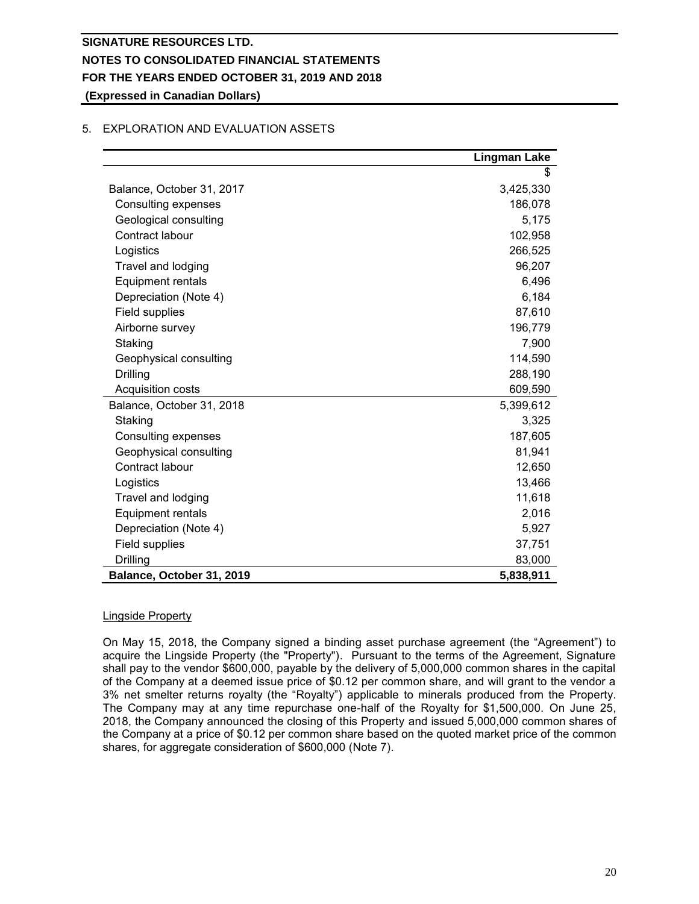## 5. EXPLORATION AND EVALUATION ASSETS

| | Lingman Lake |
|---|---|
| | $ |
| Balance, October 31, 2017 | 3,425,330 |
| Consulting expenses | 186,078 |
| Geological consulting | 5,175 |
| Contract labour | 102,958 |
| Logistics | 266,525 |
| Travel and lodging | 96,207 |
| Equipment rentals | 6,496 |
| Depreciation (Note 4) | 6,184 |
| Field supplies | 87,610 |
| Airborne survey | 196,779 |
| Staking | 7,900 |
| Geophysical consulting | 114,590 |
| Drilling | 288,190 |
| Acquisition costs | 609,590 |
| Balance, October 31, 2018 | 5,399,612 |
| Staking | 3,325 |
| Consulting expenses | 187,605 |
| Geophysical consulting | 81,941 |
| Contract labour | 12,650 |
| Logistics | 13,466 |
| Travel and lodging | 11,618 |
| Equipment rentals | 2,016 |
| Depreciation (Note 4) | 5,927 |
| Field supplies | 37,751 |
| Drilling | 83,000 |
| **Balance, October 31, 2019** | **5,838,911** |

### Lingside Property

On May 15, 2018, the Company signed a binding asset purchase agreement (the "Agreement") to acquire the Lingside Property (the "Property"). Pursuant to the terms of the Agreement, Signature shall pay to the vendor $600,000, payable by the delivery of 5,000,000 common shares in the capital of the Company at a deemed issue price of $0.12 per common share, and will grant to the vendor a 3% net smelter returns royalty (the "Royalty") applicable to minerals produced from the Property. The Company may at any time repurchase one-half of the Royalty for $1,500,000. On June 25, 2018, the Company announced the closing of this Property and issued 5,000,000 common shares of the Company at a price of $0.12 per common share based on the quoted market price of the common shares, for aggregate consideration of $600,000 (Note 7).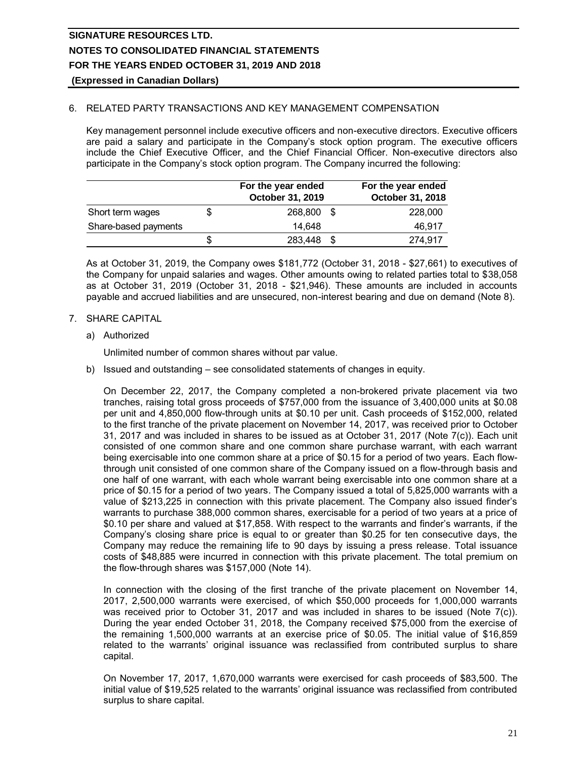## 6. RELATED PARTY TRANSACTIONS AND KEY MANAGEMENT COMPENSATION

Key management personnel include executive officers and non-executive directors. Executive officers are paid a salary and participate in the Company's stock option program. The executive officers include the Chief Executive Officer, and the Chief Financial Officer. Non-executive directors also participate in the Company's stock option program. The Company incurred the following:

| | For the year ended October 31, 2019 | For the year ended October 31, 2018 |
|---|---|---|
| Short term wages | $ 268,800 | $ 228,000 |
| Share-based payments | 14,648 | 46,917 |
| | $ 283,448 | $ 274,917 |

As at October 31, 2019, the Company owes $181,772 (October 31, 2018 - $27,661) to executives of the Company for unpaid salaries and wages. Other amounts owing to related parties total to $38,058 as at October 31, 2019 (October 31, 2018 - $21,946). These amounts are included in accounts payable and accrued liabilities and are unsecured, non-interest bearing and due on demand (Note 8).

## 7. SHARE CAPITAL

a) Authorized

Unlimited number of common shares without par value.

b) Issued and outstanding – see consolidated statements of changes in equity.

On December 22, 2017, the Company completed a non-brokered private placement via two tranches, raising total gross proceeds of $757,000 from the issuance of 3,400,000 units at $0.08 per unit and 4,850,000 flow-through units at $0.10 per unit. Cash proceeds of $152,000, related to the first tranche of the private placement on November 14, 2017, was received prior to October 31, 2017 and was included in shares to be issued as at October 31, 2017 (Note 7(c)). Each unit consisted of one common share and one common share purchase warrant, with each warrant being exercisable into one common share at a price of $0.15 for a period of two years. Each flow-through unit consisted of one common share of the Company issued on a flow-through basis and one half of one warrant, with each whole warrant being exercisable into one common share at a price of $0.15 for a period of two years. The Company issued a total of 5,825,000 warrants with a value of $213,225 in connection with this private placement. The Company also issued finder's warrants to purchase 388,000 common shares, exercisable for a period of two years at a price of $0.10 per share and valued at $17,858. With respect to the warrants and finder's warrants, if the Company's closing share price is equal to or greater than $0.25 for ten consecutive days, the Company may reduce the remaining life to 90 days by issuing a press release. Total issuance costs of $48,885 were incurred in connection with this private placement. The total premium on the flow-through shares was $157,000 (Note 14).

In connection with the closing of the first tranche of the private placement on November 14, 2017, 2,500,000 warrants were exercised, of which $50,000 proceeds for 1,000,000 warrants was received prior to October 31, 2017 and was included in shares to be issued (Note 7(c)). During the year ended October 31, 2018, the Company received $75,000 from the exercise of the remaining 1,500,000 warrants at an exercise price of $0.05. The initial value of $16,859 related to the warrants' original issuance was reclassified from contributed surplus to share capital.

On November 17, 2017, 1,670,000 warrants were exercised for cash proceeds of $83,500. The initial value of $19,525 related to the warrants' original issuance was reclassified from contributed surplus to share capital.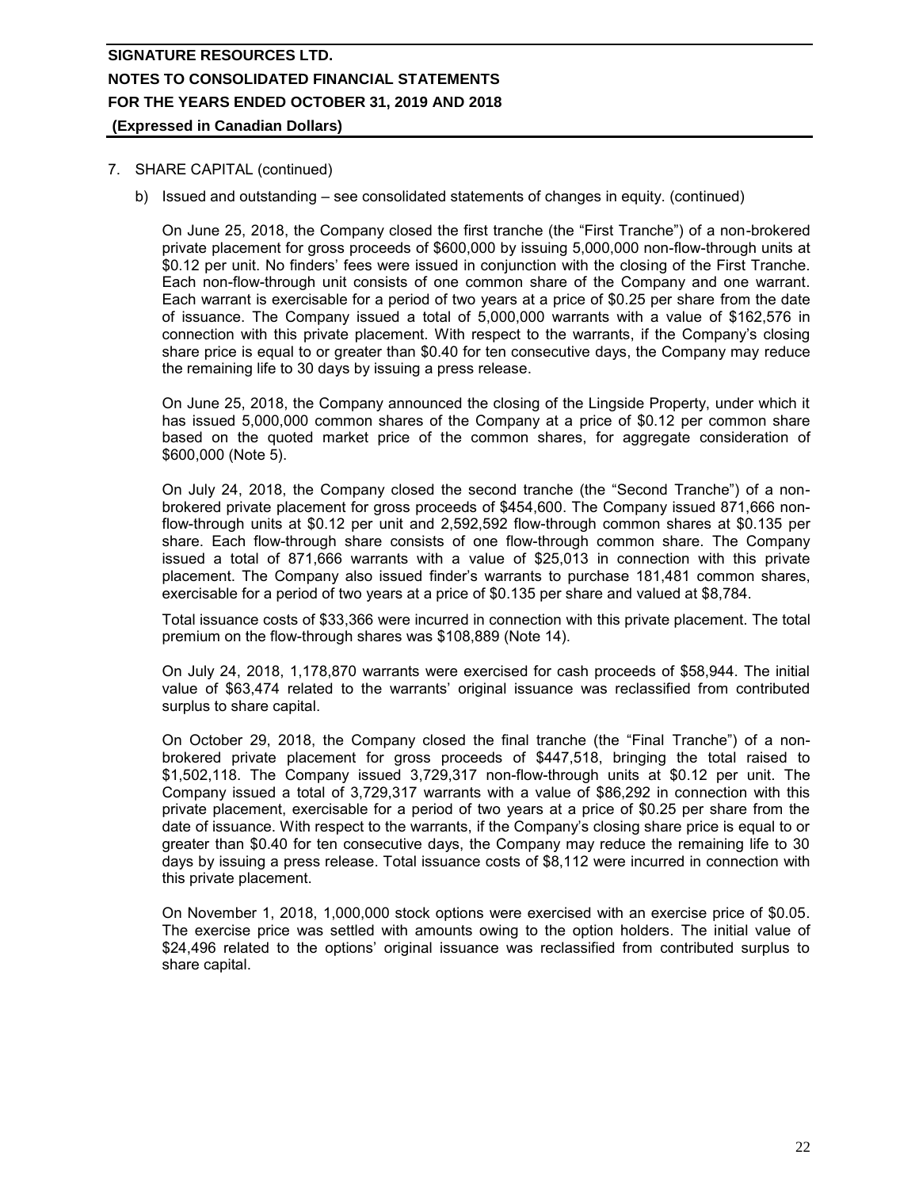7. SHARE CAPITAL (continued)

b) Issued and outstanding – see consolidated statements of changes in equity. (continued)

On June 25, 2018, the Company closed the first tranche (the "First Tranche") of a non-brokered private placement for gross proceeds of $600,000 by issuing 5,000,000 non-flow-through units at $0.12 per unit. No finders' fees were issued in conjunction with the closing of the First Tranche. Each non-flow-through unit consists of one common share of the Company and one warrant. Each warrant is exercisable for a period of two years at a price of $0.25 per share from the date of issuance. The Company issued a total of 5,000,000 warrants with a value of $162,576 in connection with this private placement. With respect to the warrants, if the Company's closing share price is equal to or greater than $0.40 for ten consecutive days, the Company may reduce the remaining life to 30 days by issuing a press release.

On June 25, 2018, the Company announced the closing of the Lingside Property, under which it has issued 5,000,000 common shares of the Company at a price of $0.12 per common share based on the quoted market price of the common shares, for aggregate consideration of $600,000 (Note 5).

On July 24, 2018, the Company closed the second tranche (the "Second Tranche") of a non-brokered private placement for gross proceeds of $454,600. The Company issued 871,666 non-flow-through units at $0.12 per unit and 2,592,592 flow-through common shares at $0.135 per share. Each flow-through share consists of one flow-through common share. The Company issued a total of 871,666 warrants with a value of $25,013 in connection with this private placement. The Company also issued finder's warrants to purchase 181,481 common shares, exercisable for a period of two years at a price of $0.135 per share and valued at $8,784.

Total issuance costs of $33,366 were incurred in connection with this private placement. The total premium on the flow-through shares was $108,889 (Note 14).

On July 24, 2018, 1,178,870 warrants were exercised for cash proceeds of $58,944. The initial value of $63,474 related to the warrants' original issuance was reclassified from contributed surplus to share capital.

On October 29, 2018, the Company closed the final tranche (the "Final Tranche") of a non-brokered private placement for gross proceeds of $447,518, bringing the total raised to $1,502,118. The Company issued 3,729,317 non-flow-through units at $0.12 per unit. The Company issued a total of 3,729,317 warrants with a value of $86,292 in connection with this private placement, exercisable for a period of two years at a price of $0.25 per share from the date of issuance. With respect to the warrants, if the Company's closing share price is equal to or greater than $0.40 for ten consecutive days, the Company may reduce the remaining life to 30 days by issuing a press release. Total issuance costs of $8,112 were incurred in connection with this private placement.

On November 1, 2018, 1,000,000 stock options were exercised with an exercise price of $0.05. The exercise price was settled with amounts owing to the option holders. The initial value of $24,496 related to the options' original issuance was reclassified from contributed surplus to share capital.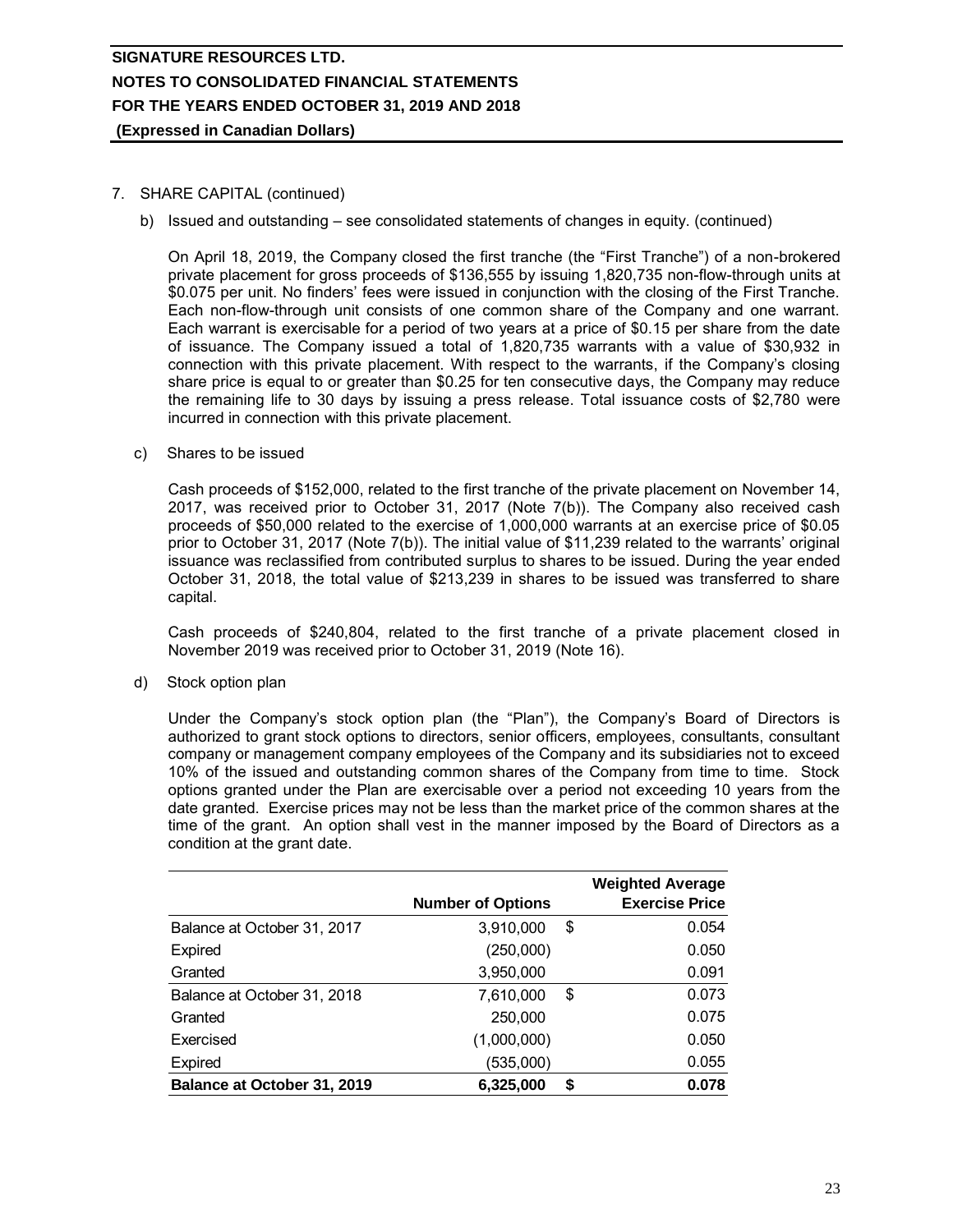# SIGNATURE RESOURCES LTD.
## NOTES TO CONSOLIDATED FINANCIAL STATEMENTS
## FOR THE YEARS ENDED OCTOBER 31, 2019 AND 2018
**(Expressed in Canadian Dollars)**

7. SHARE CAPITAL (continued)

   b) Issued and outstanding – see consolidated statements of changes in equity. (continued)

   On April 18, 2019, the Company closed the first tranche (the "First Tranche") of a non-brokered private placement for gross proceeds of $136,555 by issuing 1,820,735 non-flow-through units at $0.075 per unit. No finders' fees were issued in conjunction with the closing of the First Tranche. Each non-flow-through unit consists of one common share of the Company and one warrant. Each warrant is exercisable for a period of two years at a price of $0.15 per share from the date of issuance. The Company issued a total of 1,820,735 warrants with a value of $30,932 in connection with this private placement. With respect to the warrants, if the Company's closing share price is equal to or greater than $0.25 for ten consecutive days, the Company may reduce the remaining life to 30 days by issuing a press release. Total issuance costs of $2,780 were incurred in connection with this private placement.

   c) Shares to be issued

   Cash proceeds of $152,000, related to the first tranche of the private placement on November 14, 2017, was received prior to October 31, 2017 (Note 7(b)). The Company also received cash proceeds of $50,000 related to the exercise of 1,000,000 warrants at an exercise price of $0.05 prior to October 31, 2017 (Note 7(b)). The initial value of $11,239 related to the warrants' original issuance was reclassified from contributed surplus to shares to be issued. During the year ended October 31, 2018, the total value of $213,239 in shares to be issued was transferred to share capital.

   Cash proceeds of $240,804, related to the first tranche of a private placement closed in November 2019 was received prior to October 31, 2019 (Note 16).

   d) Stock option plan

   Under the Company's stock option plan (the "Plan"), the Company's Board of Directors is authorized to grant stock options to directors, senior officers, employees, consultants, consultant company or management company employees of the Company and its subsidiaries not to exceed 10% of the issued and outstanding common shares of the Company from time to time. Stock options granted under the Plan are exercisable over a period not exceeding 10 years from the date granted. Exercise prices may not be less than the market price of the common shares at the time of the grant. An option shall vest in the manner imposed by the Board of Directors as a condition at the grant date.

| | Number of Options | | Weighted Average Exercise Price |
|---|---|---|---|
| Balance at October 31, 2017 | 3,910,000 | $ | 0.054 |
| Expired | (250,000) | | 0.050 |
| Granted | 3,950,000 | | 0.091 |
| Balance at October 31, 2018 | 7,610,000 | $ | 0.073 |
| Granted | 250,000 | | 0.075 |
| Exercised | (1,000,000) | | 0.050 |
| Expired | (535,000) | | 0.055 |
| **Balance at October 31, 2019** | **6,325,000** | **$** | **0.078** |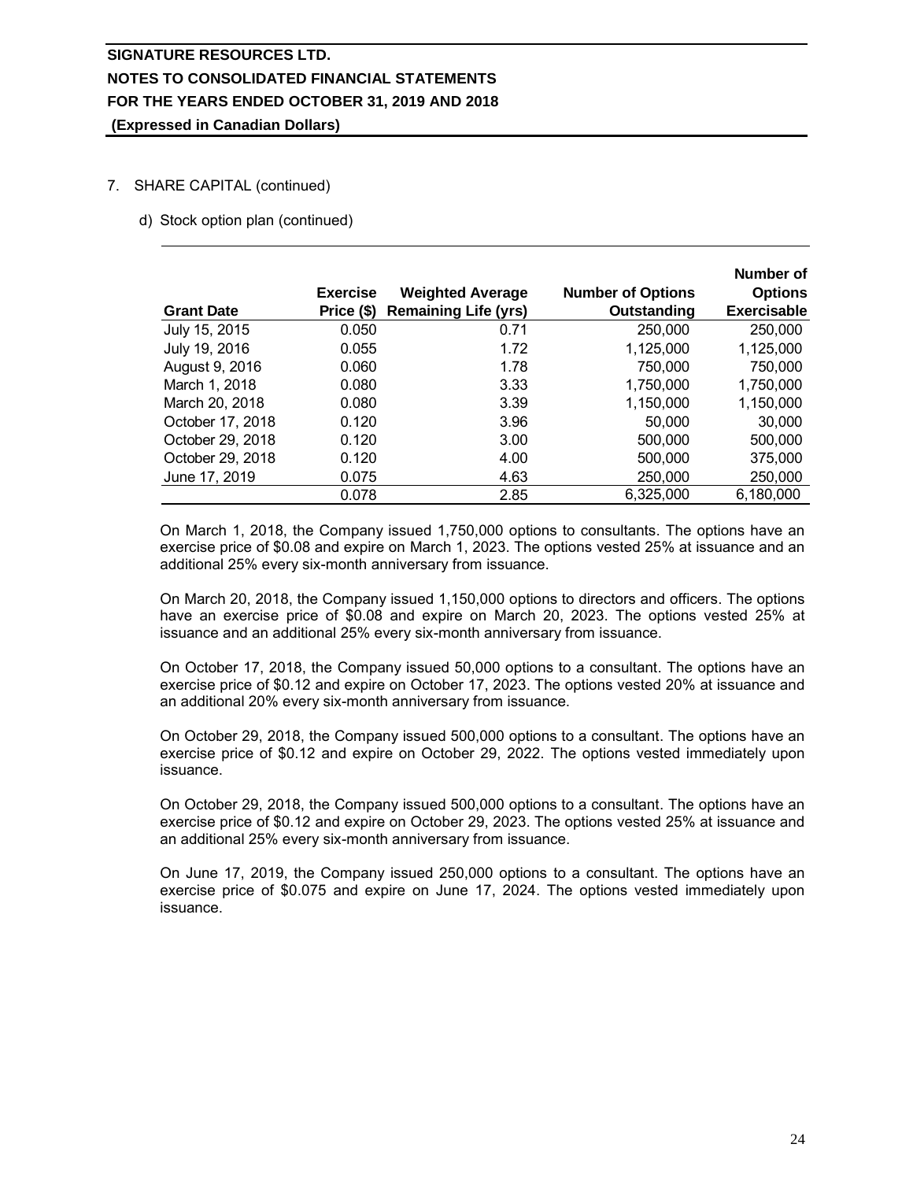# SIGNATURE RESOURCES LTD.
## NOTES TO CONSOLIDATED FINANCIAL STATEMENTS
## FOR THE YEARS ENDED OCTOBER 31, 2019 AND 2018
**(Expressed in Canadian Dollars)**

7. SHARE CAPITAL (continued)

d) Stock option plan (continued)

| Grant Date | Exercise Price ($) | Weighted Average Remaining Life (yrs) | Number of Options Outstanding | Number of Options Exercisable |
|---|---|---|---|---|
| July 15, 2015 | 0.050 | 0.71 | 250,000 | 250,000 |
| July 19, 2016 | 0.055 | 1.72 | 1,125,000 | 1,125,000 |
| August 9, 2016 | 0.060 | 1.78 | 750,000 | 750,000 |
| March 1, 2018 | 0.080 | 3.33 | 1,750,000 | 1,750,000 |
| March 20, 2018 | 0.080 | 3.39 | 1,150,000 | 1,150,000 |
| October 17, 2018 | 0.120 | 3.96 | 50,000 | 30,000 |
| October 29, 2018 | 0.120 | 3.00 | 500,000 | 500,000 |
| October 29, 2018 | 0.120 | 4.00 | 500,000 | 375,000 |
| June 17, 2019 | 0.075 | 4.63 | 250,000 | 250,000 |
| | 0.078 | 2.85 | 6,325,000 | 6,180,000 |

On March 1, 2018, the Company issued 1,750,000 options to consultants. The options have an exercise price of $0.08 and expire on March 1, 2023. The options vested 25% at issuance and an additional 25% every six-month anniversary from issuance.

On March 20, 2018, the Company issued 1,150,000 options to directors and officers. The options have an exercise price of $0.08 and expire on March 20, 2023. The options vested 25% at issuance and an additional 25% every six-month anniversary from issuance.

On October 17, 2018, the Company issued 50,000 options to a consultant. The options have an exercise price of $0.12 and expire on October 17, 2023. The options vested 20% at issuance and an additional 20% every six-month anniversary from issuance.

On October 29, 2018, the Company issued 500,000 options to a consultant. The options have an exercise price of $0.12 and expire on October 29, 2022. The options vested immediately upon issuance.

On October 29, 2018, the Company issued 500,000 options to a consultant. The options have an exercise price of $0.12 and expire on October 29, 2023. The options vested 25% at issuance and an additional 25% every six-month anniversary from issuance.

On June 17, 2019, the Company issued 250,000 options to a consultant. The options have an exercise price of $0.075 and expire on June 17, 2024. The options vested immediately upon issuance.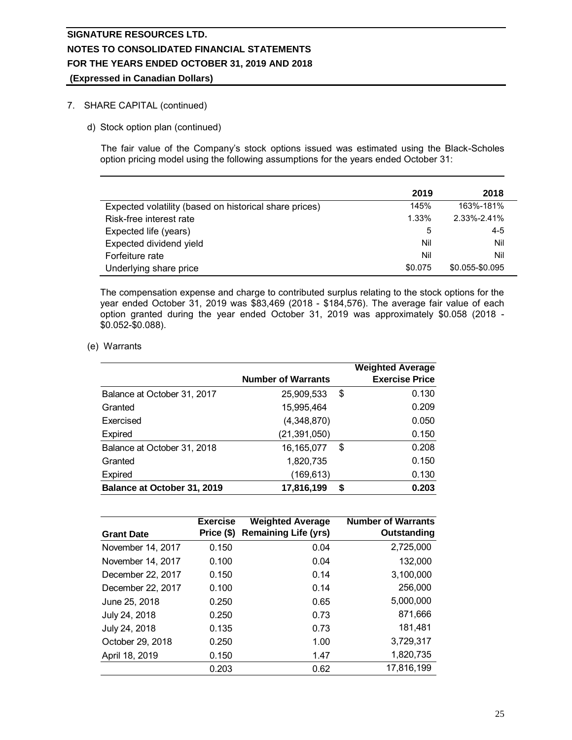## 7. SHARE CAPITAL (continued)

### d) Stock option plan (continued)

The fair value of the Company's stock options issued was estimated using the Black-Scholes option pricing model using the following assumptions for the years ended October 31:

| | 2019 | 2018 |
|---|---|---|
| Expected volatility (based on historical share prices) | 145% | 163%-181% |
| Risk-free interest rate | 1.33% | 2.33%-2.41% |
| Expected life (years) | 5 | 4-5 |
| Expected dividend yield | Nil | Nil |
| Forfeiture rate | Nil | Nil |
| Underlying share price | $0.075 | $0.055-$0.095 |

The compensation expense and charge to contributed surplus relating to the stock options for the year ended October 31, 2019 was $83,469 (2018 - $184,576). The average fair value of each option granted during the year ended October 31, 2019 was approximately $0.058 (2018 - $0.052-$0.088).

### (e) Warrants

| | Number of Warrants | Weighted Average Exercise Price |
|---|---|---|
| Balance at October 31, 2017 | 25,909,533 | $ 0.130 |
| Granted | 15,995,464 | 0.209 |
| Exercised | (4,348,870) | 0.050 |
| Expired | (21,391,050) | 0.150 |
| Balance at October 31, 2018 | 16,165,077 | $ 0.208 |
| Granted | 1,820,735 | 0.150 |
| Expired | (169,613) | 0.130 |
| **Balance at October 31, 2019** | **17,816,199** | **$ 0.203** |

| Grant Date | Exercise Price ($) | Weighted Average Remaining Life (yrs) | Number of Warrants Outstanding |
|---|---|---|---|
| November 14, 2017 | 0.150 | 0.04 | 2,725,000 |
| November 14, 2017 | 0.100 | 0.04 | 132,000 |
| December 22, 2017 | 0.150 | 0.14 | 3,100,000 |
| December 22, 2017 | 0.100 | 0.14 | 256,000 |
| June 25, 2018 | 0.250 | 0.65 | 5,000,000 |
| July 24, 2018 | 0.250 | 0.73 | 871,666 |
| July 24, 2018 | 0.135 | 0.73 | 181,481 |
| October 29, 2018 | 0.250 | 1.00 | 3,729,317 |
| April 18, 2019 | 0.150 | 1.47 | 1,820,735 |
| | 0.203 | 0.62 | 17,816,199 |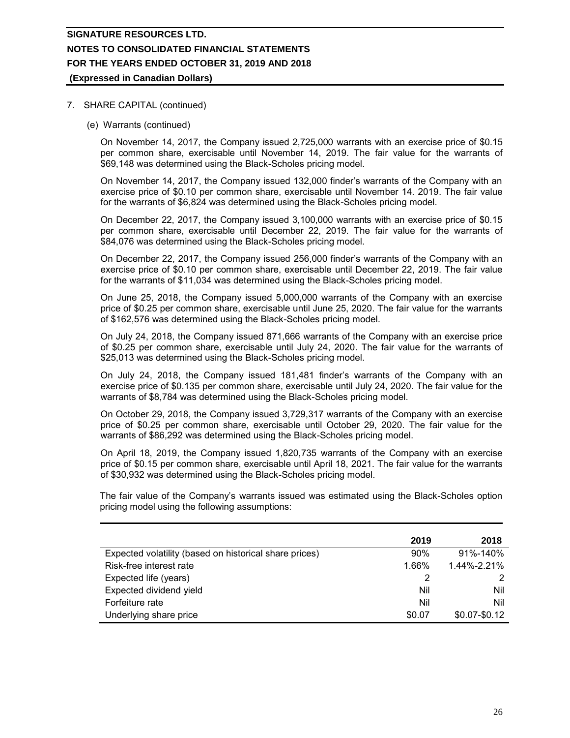7. SHARE CAPITAL (continued)

(e) Warrants (continued)

On November 14, 2017, the Company issued 2,725,000 warrants with an exercise price of $0.15 per common share, exercisable until November 14, 2019. The fair value for the warrants of $69,148 was determined using the Black-Scholes pricing model.

On November 14, 2017, the Company issued 132,000 finder's warrants of the Company with an exercise price of $0.10 per common share, exercisable until November 14. 2019. The fair value for the warrants of $6,824 was determined using the Black-Scholes pricing model.

On December 22, 2017, the Company issued 3,100,000 warrants with an exercise price of $0.15 per common share, exercisable until December 22, 2019. The fair value for the warrants of $84,076 was determined using the Black-Scholes pricing model.

On December 22, 2017, the Company issued 256,000 finder's warrants of the Company with an exercise price of $0.10 per common share, exercisable until December 22, 2019. The fair value for the warrants of $11,034 was determined using the Black-Scholes pricing model.

On June 25, 2018, the Company issued 5,000,000 warrants of the Company with an exercise price of $0.25 per common share, exercisable until June 25, 2020. The fair value for the warrants of $162,576 was determined using the Black-Scholes pricing model.

On July 24, 2018, the Company issued 871,666 warrants of the Company with an exercise price of $0.25 per common share, exercisable until July 24, 2020. The fair value for the warrants of $25,013 was determined using the Black-Scholes pricing model.

On July 24, 2018, the Company issued 181,481 finder's warrants of the Company with an exercise price of $0.135 per common share, exercisable until July 24, 2020. The fair value for the warrants of $8,784 was determined using the Black-Scholes pricing model.

On October 29, 2018, the Company issued 3,729,317 warrants of the Company with an exercise price of $0.25 per common share, exercisable until October 29, 2020. The fair value for the warrants of $86,292 was determined using the Black-Scholes pricing model.

On April 18, 2019, the Company issued 1,820,735 warrants of the Company with an exercise price of $0.15 per common share, exercisable until April 18, 2021. The fair value for the warrants of $30,932 was determined using the Black-Scholes pricing model.

The fair value of the Company's warrants issued was estimated using the Black-Scholes option pricing model using the following assumptions:

| | 2019 | 2018 |
|---|---|---|
| Expected volatility (based on historical share prices) | 90% | 91%-140% |
| Risk-free interest rate | 1.66% | 1.44%-2.21% |
| Expected life (years) | 2 | 2 |
| Expected dividend yield | Nil | Nil |
| Forfeiture rate | Nil | Nil |
| Underlying share price | $0.07 | $0.07-$0.12 |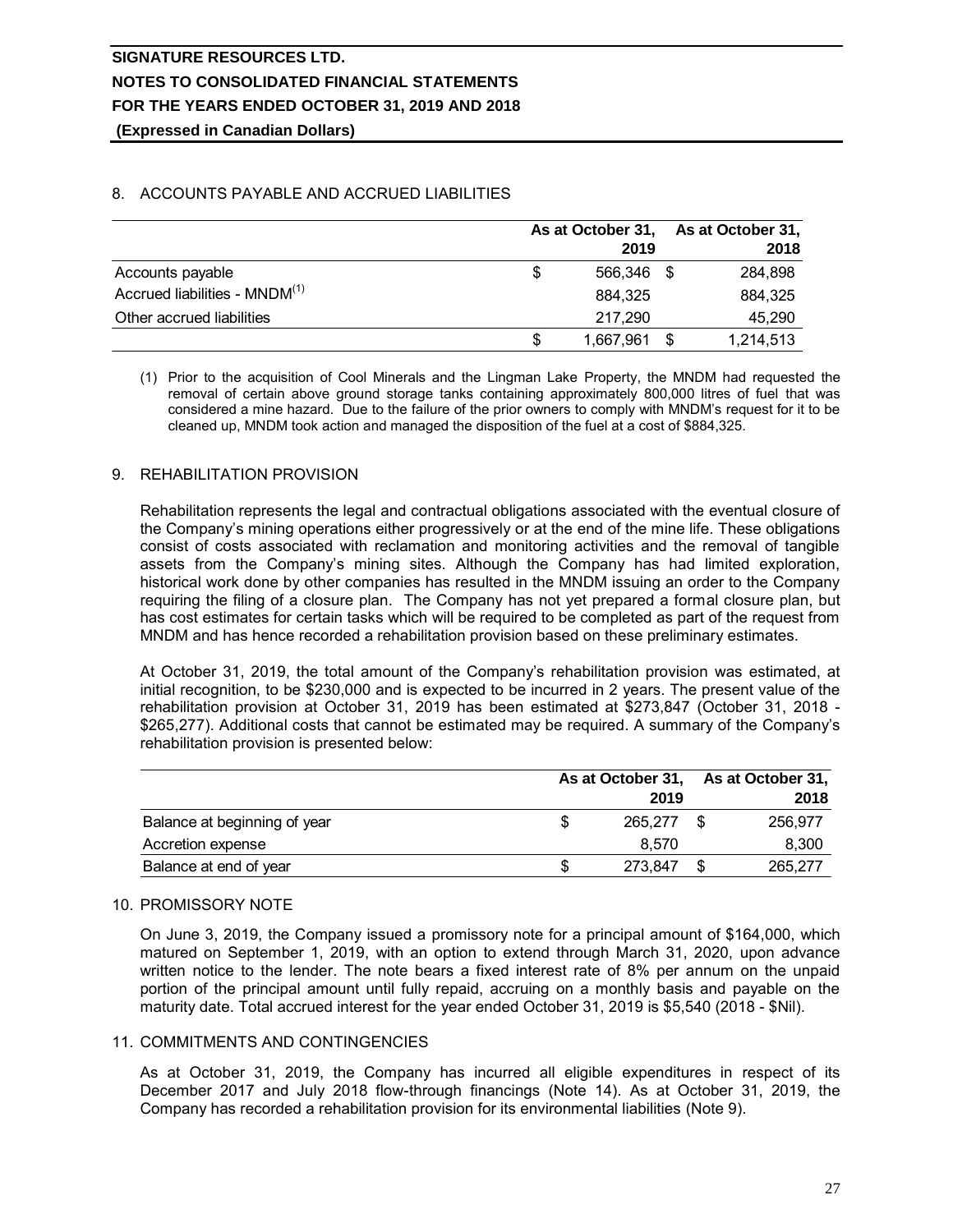## 8. ACCOUNTS PAYABLE AND ACCRUED LIABILITIES

| | As at October 31, 2019 | As at October 31, 2018 |
|---|---|---|
| Accounts payable | $ 566,346 | $ 284,898 |
| Accrued liabilities - MNDM[(1)] | 884,325 | 884,325 |
| Other accrued liabilities | 217,290 | 45,290 |
| | $ 1,667,961 | $ 1,214,513 |

(1) Prior to the acquisition of Cool Minerals and the Lingman Lake Property, the MNDM had requested the removal of certain above ground storage tanks containing approximately 800,000 litres of fuel that was considered a mine hazard. Due to the failure of the prior owners to comply with MNDM's request for it to be cleaned up, MNDM took action and managed the disposition of the fuel at a cost of $884,325.

## 9. REHABILITATION PROVISION

Rehabilitation represents the legal and contractual obligations associated with the eventual closure of the Company's mining operations either progressively or at the end of the mine life. These obligations consist of costs associated with reclamation and monitoring activities and the removal of tangible assets from the Company's mining sites. Although the Company has had limited exploration, historical work done by other companies has resulted in the MNDM issuing an order to the Company requiring the filing of a closure plan. The Company has not yet prepared a formal closure plan, but has cost estimates for certain tasks which will be required to be completed as part of the request from MNDM and has hence recorded a rehabilitation provision based on these preliminary estimates.

At October 31, 2019, the total amount of the Company's rehabilitation provision was estimated, at initial recognition, to be $230,000 and is expected to be incurred in 2 years. The present value of the rehabilitation provision at October 31, 2019 has been estimated at $273,847 (October 31, 2018 - $265,277). Additional costs that cannot be estimated may be required. A summary of the Company's rehabilitation provision is presented below:

| | As at October 31, 2019 | As at October 31, 2018 |
|---|---|---|
| Balance at beginning of year | $ 265,277 | $ 256,977 |
| Accretion expense | 8,570 | 8,300 |
| Balance at end of year | $ 273,847 | $ 265,277 |

## 10. PROMISSORY NOTE

On June 3, 2019, the Company issued a promissory note for a principal amount of $164,000, which matured on September 1, 2019, with an option to extend through March 31, 2020, upon advance written notice to the lender. The note bears a fixed interest rate of 8% per annum on the unpaid portion of the principal amount until fully repaid, accruing on a monthly basis and payable on the maturity date. Total accrued interest for the year ended October 31, 2019 is $5,540 (2018 - $Nil).

## 11. COMMITMENTS AND CONTINGENCIES

As at October 31, 2019, the Company has incurred all eligible expenditures in respect of its December 2017 and July 2018 flow-through financings (Note 14). As at October 31, 2019, the Company has recorded a rehabilitation provision for its environmental liabilities (Note 9).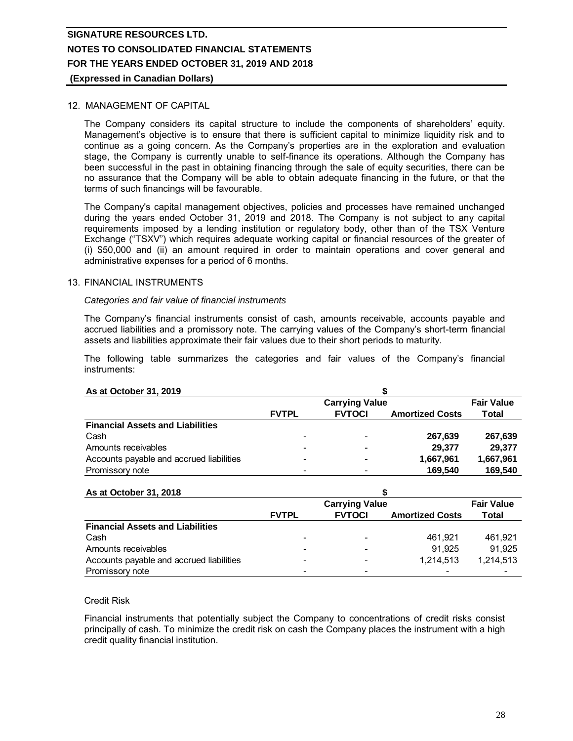## 12. MANAGEMENT OF CAPITAL

The Company considers its capital structure to include the components of shareholders' equity. Management's objective is to ensure that there is sufficient capital to minimize liquidity risk and to continue as a going concern. As the Company's properties are in the exploration and evaluation stage, the Company is currently unable to self-finance its operations. Although the Company has been successful in the past in obtaining financing through the sale of equity securities, there can be no assurance that the Company will be able to obtain adequate financing in the future, or that the terms of such financings will be favourable.

The Company's capital management objectives, policies and processes have remained unchanged during the years ended October 31, 2019 and 2018. The Company is not subject to any capital requirements imposed by a lending institution or regulatory body, other than of the TSX Venture Exchange ("TSXV") which requires adequate working capital or financial resources of the greater of (i) $50,000 and (ii) an amount required in order to maintain operations and cover general and administrative expenses for a period of 6 months.

## 13. FINANCIAL INSTRUMENTS

*Categories and fair value of financial instruments*

The Company's financial instruments consist of cash, amounts receivable, accounts payable and accrued liabilities and a promissory note. The carrying values of the Company's short-term financial assets and liabilities approximate their fair values due to their short periods to maturity.

The following table summarizes the categories and fair values of the Company's financial instruments:

| **As at October 31, 2019** | | $ | | |
|---|---|---|---|---|
| | | **Carrying Value** | | **Fair Value** |
| | **FVTPL** | **FVTOCI** | **Amortized Costs** | **Total** |
| **Financial Assets and Liabilities** | | | | |
| Cash | - | - | **267,639** | **267,639** |
| Amounts receivables | - | - | **29,377** | **29,377** |
| Accounts payable and accrued liabilities | - | - | **1,667,961** | **1,667,961** |
| Promissory note | - | - | **169,540** | **169,540** |

| **As at October 31, 2018** | | $ | | |
|---|---|---|---|---|
| | | **Carrying Value** | | **Fair Value** |
| | **FVTPL** | **FVTOCI** | **Amortized Costs** | **Total** |
| **Financial Assets and Liabilities** | | | | |
| Cash | - | - | 461,921 | 461,921 |
| Amounts receivables | - | - | 91,925 | 91,925 |
| Accounts payable and accrued liabilities | - | - | 1,214,513 | 1,214,513 |
| Promissory note | - | - | - | - |

Credit Risk

Financial instruments that potentially subject the Company to concentrations of credit risks consist principally of cash. To minimize the credit risk on cash the Company places the instrument with a high credit quality financial institution.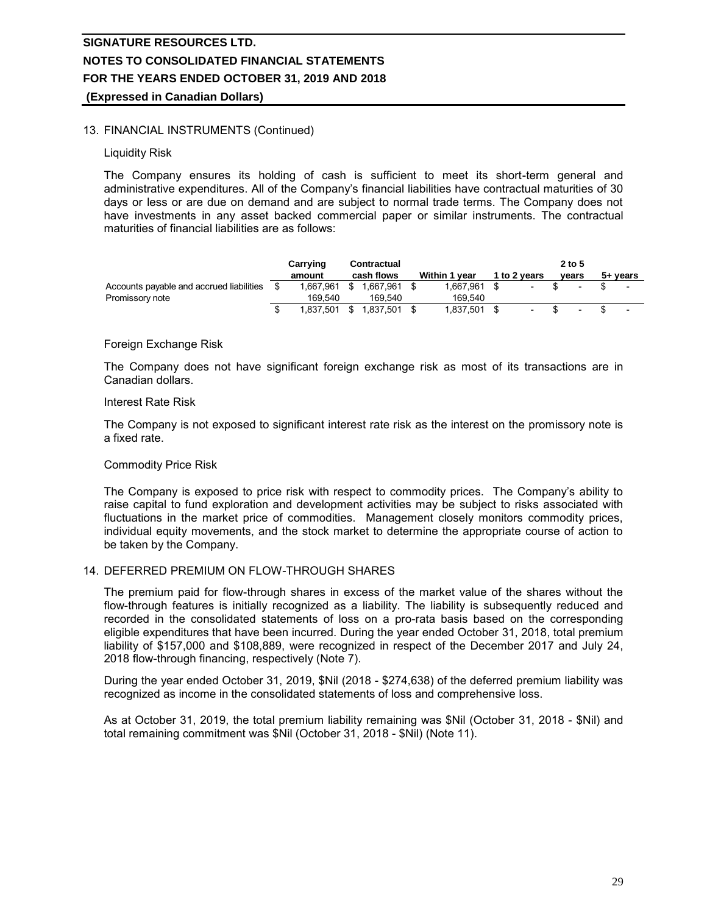## 13. FINANCIAL INSTRUMENTS (Continued)

### Liquidity Risk

The Company ensures its holding of cash is sufficient to meet its short-term general and administrative expenditures. All of the Company's financial liabilities have contractual maturities of 30 days or less or are due on demand and are subject to normal trade terms. The Company does not have investments in any asset backed commercial paper or similar instruments. The contractual maturities of financial liabilities are as follows:

| | Carrying amount | Contractual cash flows | Within 1 year | 1 to 2 years | 2 to 5 years | 5+ years |
|---|---|---|---|---|---|---|
| Accounts payable and accrued liabilities | $ 1,667,961 | $ 1,667,961 | $ 1,667,961 | $ - | $ - | $ - |
| Promissory note | 169,540 | 169,540 | 169,540 | | | |
| | $ 1,837,501 | $ 1,837,501 | $ 1,837,501 | $ - | $ - | $ - |

### Foreign Exchange Risk

The Company does not have significant foreign exchange risk as most of its transactions are in Canadian dollars.

### Interest Rate Risk

The Company is not exposed to significant interest rate risk as the interest on the promissory note is a fixed rate.

### Commodity Price Risk

The Company is exposed to price risk with respect to commodity prices. The Company's ability to raise capital to fund exploration and development activities may be subject to risks associated with fluctuations in the market price of commodities. Management closely monitors commodity prices, individual equity movements, and the stock market to determine the appropriate course of action to be taken by the Company.

## 14. DEFERRED PREMIUM ON FLOW-THROUGH SHARES

The premium paid for flow-through shares in excess of the market value of the shares without the flow-through features is initially recognized as a liability. The liability is subsequently reduced and recorded in the consolidated statements of loss on a pro-rata basis based on the corresponding eligible expenditures that have been incurred. During the year ended October 31, 2018, total premium liability of $157,000 and $108,889, were recognized in respect of the December 2017 and July 24, 2018 flow-through financing, respectively (Note 7).

During the year ended October 31, 2019, $Nil (2018 - $274,638) of the deferred premium liability was recognized as income in the consolidated statements of loss and comprehensive loss.

As at October 31, 2019, the total premium liability remaining was $Nil (October 31, 2018 - $Nil) and total remaining commitment was $Nil (October 31, 2018 - $Nil) (Note 11).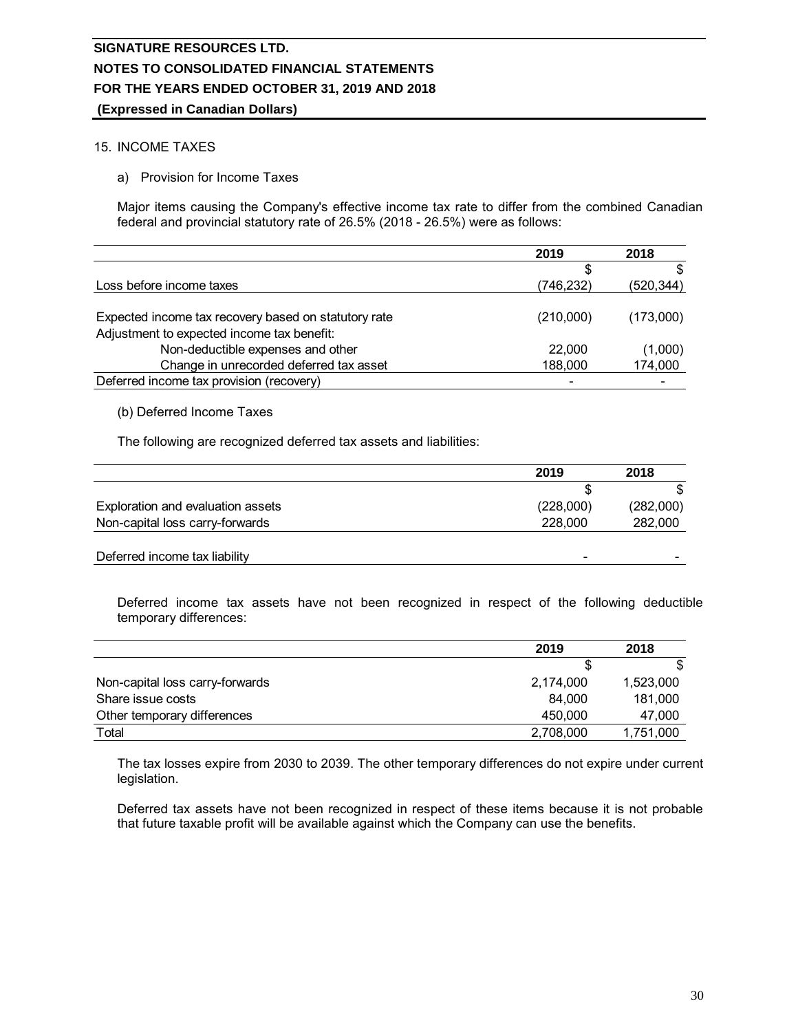## 15. INCOME TAXES

a) Provision for Income Taxes

Major items causing the Company's effective income tax rate to differ from the combined Canadian federal and provincial statutory rate of 26.5% (2018 - 26.5%) were as follows:

| | 2019 | 2018 |
|---|---|---|
| | $ | $ |
| Loss before income taxes | (746,232) | (520,344) |
| Expected income tax recovery based on statutory rate | (210,000) | (173,000) |
| Adjustment to expected income tax benefit: | | |
| Non-deductible expenses and other | 22,000 | (1,000) |
| Change in unrecorded deferred tax asset | 188,000 | 174,000 |
| Deferred income tax provision (recovery) | - | - |

(b) Deferred Income Taxes

The following are recognized deferred tax assets and liabilities:

| | 2019 | 2018 |
|---|---|---|
| | $ | $ |
| Exploration and evaluation assets | (228,000) | (282,000) |
| Non-capital loss carry-forwards | 228,000 | 282,000 |
| Deferred income tax liability | - | - |

Deferred income tax assets have not been recognized in respect of the following deductible temporary differences:

| | 2019 | 2018 |
|---|---|---|
| | $ | $ |
| Non-capital loss carry-forwards | 2,174,000 | 1,523,000 |
| Share issue costs | 84,000 | 181,000 |
| Other temporary differences | 450,000 | 47,000 |
| Total | 2,708,000 | 1,751,000 |

The tax losses expire from 2030 to 2039. The other temporary differences do not expire under current legislation.

Deferred tax assets have not been recognized in respect of these items because it is not probable that future taxable profit will be available against which the Company can use the benefits.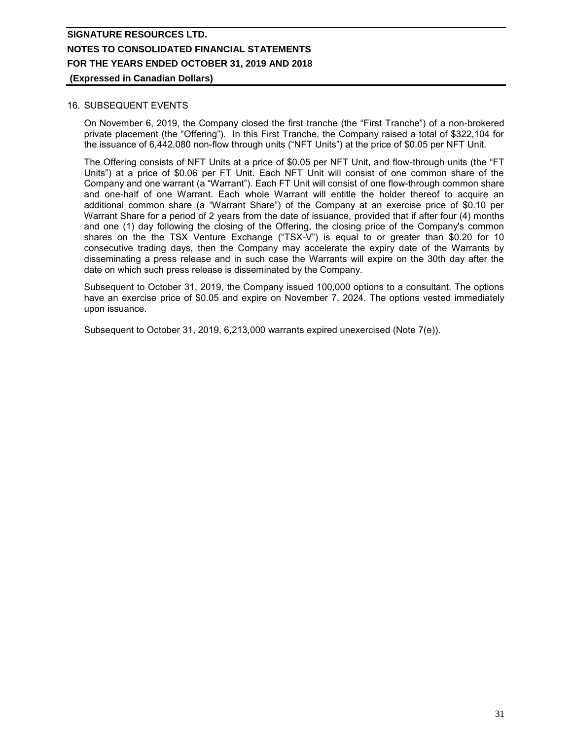## 16. SUBSEQUENT EVENTS

On November 6, 2019, the Company closed the first tranche (the "First Tranche") of a non-brokered private placement (the "Offering"). In this First Tranche, the Company raised a total of $322,104 for the issuance of 6,442,080 non-flow through units ("NFT Units") at the price of $0.05 per NFT Unit.

The Offering consists of NFT Units at a price of $0.05 per NFT Unit, and flow-through units (the "FT Units") at a price of $0.06 per FT Unit. Each NFT Unit will consist of one common share of the Company and one warrant (a "Warrant"). Each FT Unit will consist of one flow-through common share and one-half of one Warrant. Each whole Warrant will entitle the holder thereof to acquire an additional common share (a "Warrant Share") of the Company at an exercise price of $0.10 per Warrant Share for a period of 2 years from the date of issuance, provided that if after four (4) months and one (1) day following the closing of the Offering, the closing price of the Company's common shares on the the TSX Venture Exchange ("TSX-V") is equal to or greater than $0.20 for 10 consecutive trading days, then the Company may accelerate the expiry date of the Warrants by disseminating a press release and in such case the Warrants will expire on the 30th day after the date on which such press release is disseminated by the Company.

Subsequent to October 31, 2019, the Company issued 100,000 options to a consultant. The options have an exercise price of $0.05 and expire on November 7, 2024. The options vested immediately upon issuance.

Subsequent to October 31, 2019, 6,213,000 warrants expired unexercised (Note 7(e)).